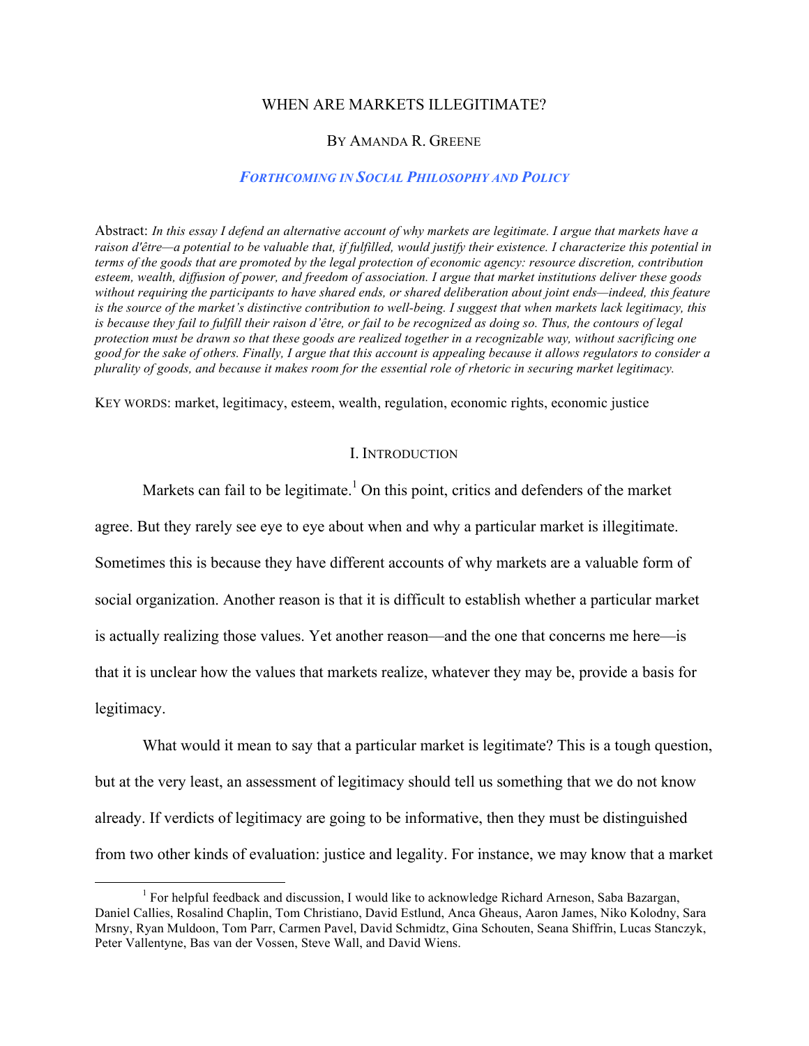# WHEN ARE MARKETS ILLEGITIMATE?

BY AMANDA R. GREENE

***FORTHCOMING IN SOCIAL PHILOSOPHY AND POLICY***

Abstract: *In this essay I defend an alternative account of why markets are legitimate. I argue that markets have a raison d'être—a potential to be valuable that, if fulfilled, would justify their existence. I characterize this potential in terms of the goods that are promoted by the legal protection of economic agency: resource discretion, contribution esteem, wealth, diffusion of power, and freedom of association. I argue that market institutions deliver these goods without requiring the participants to have shared ends, or shared deliberation about joint ends—indeed, this feature is the source of the market's distinctive contribution to well-being. I suggest that when markets lack legitimacy, this is because they fail to fulfill their raison d'être, or fail to be recognized as doing so. Thus, the contours of legal protection must be drawn so that these goods are realized together in a recognizable way, without sacrificing one good for the sake of others. Finally, I argue that this account is appealing because it allows regulators to consider a plurality of goods, and because it makes room for the essential role of rhetoric in securing market legitimacy.*

KEY WORDS: market, legitimacy, esteem, wealth, regulation, economic rights, economic justice

## I. INTRODUCTION

Markets can fail to be legitimate.[1] On this point, critics and defenders of the market agree. But they rarely see eye to eye about when and why a particular market is illegitimate. Sometimes this is because they have different accounts of why markets are a valuable form of social organization. Another reason is that it is difficult to establish whether a particular market is actually realizing those values. Yet another reason—and the one that concerns me here—is that it is unclear how the values that markets realize, whatever they may be, provide a basis for legitimacy.

What would it mean to say that a particular market is legitimate? This is a tough question, but at the very least, an assessment of legitimacy should tell us something that we do not know already. If verdicts of legitimacy are going to be informative, then they must be distinguished from two other kinds of evaluation: justice and legality. For instance, we may know that a market

[1] For helpful feedback and discussion, I would like to acknowledge Richard Arneson, Saba Bazargan, Daniel Callies, Rosalind Chaplin, Tom Christiano, David Estlund, Anca Gheaus, Aaron James, Niko Kolodny, Sara Mrsny, Ryan Muldoon, Tom Parr, Carmen Pavel, David Schmidtz, Gina Schouten, Seana Shiffrin, Lucas Stanczyk, Peter Vallentyne, Bas van der Vossen, Steve Wall, and David Wiens.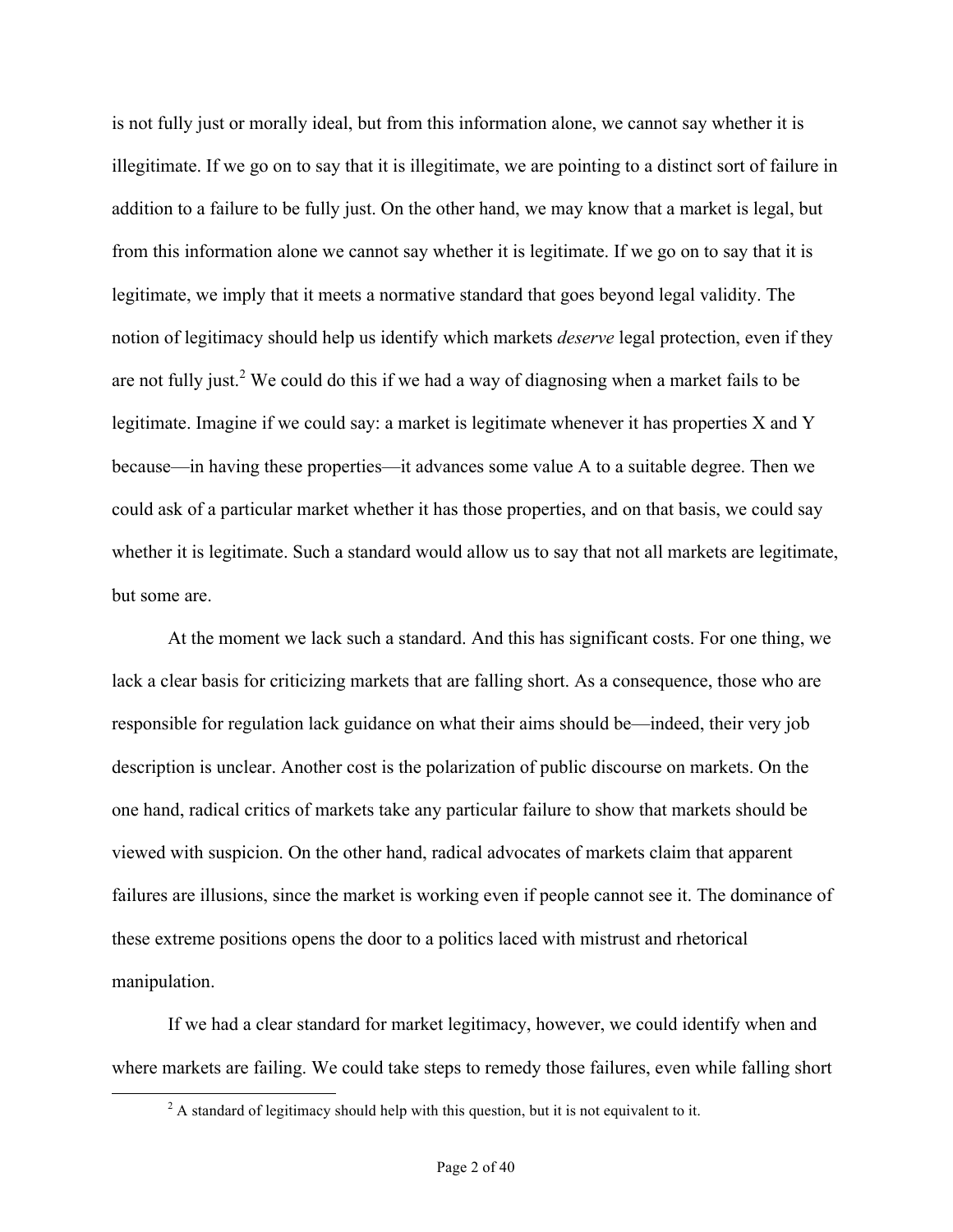is not fully just or morally ideal, but from this information alone, we cannot say whether it is illegitimate. If we go on to say that it is illegitimate, we are pointing to a distinct sort of failure in addition to a failure to be fully just. On the other hand, we may know that a market is legal, but from this information alone we cannot say whether it is legitimate. If we go on to say that it is legitimate, we imply that it meets a normative standard that goes beyond legal validity. The notion of legitimacy should help us identify which markets *deserve* legal protection, even if they are not fully just.[2] We could do this if we had a way of diagnosing when a market fails to be legitimate. Imagine if we could say: a market is legitimate whenever it has properties X and Y because—in having these properties—it advances some value A to a suitable degree. Then we could ask of a particular market whether it has those properties, and on that basis, we could say whether it is legitimate. Such a standard would allow us to say that not all markets are legitimate, but some are.

At the moment we lack such a standard. And this has significant costs. For one thing, we lack a clear basis for criticizing markets that are falling short. As a consequence, those who are responsible for regulation lack guidance on what their aims should be—indeed, their very job description is unclear. Another cost is the polarization of public discourse on markets. On the one hand, radical critics of markets take any particular failure to show that markets should be viewed with suspicion. On the other hand, radical advocates of markets claim that apparent failures are illusions, since the market is working even if people cannot see it. The dominance of these extreme positions opens the door to a politics laced with mistrust and rhetorical manipulation.

If we had a clear standard for market legitimacy, however, we could identify when and where markets are failing. We could take steps to remedy those failures, even while falling short

[2] A standard of legitimacy should help with this question, but it is not equivalent to it.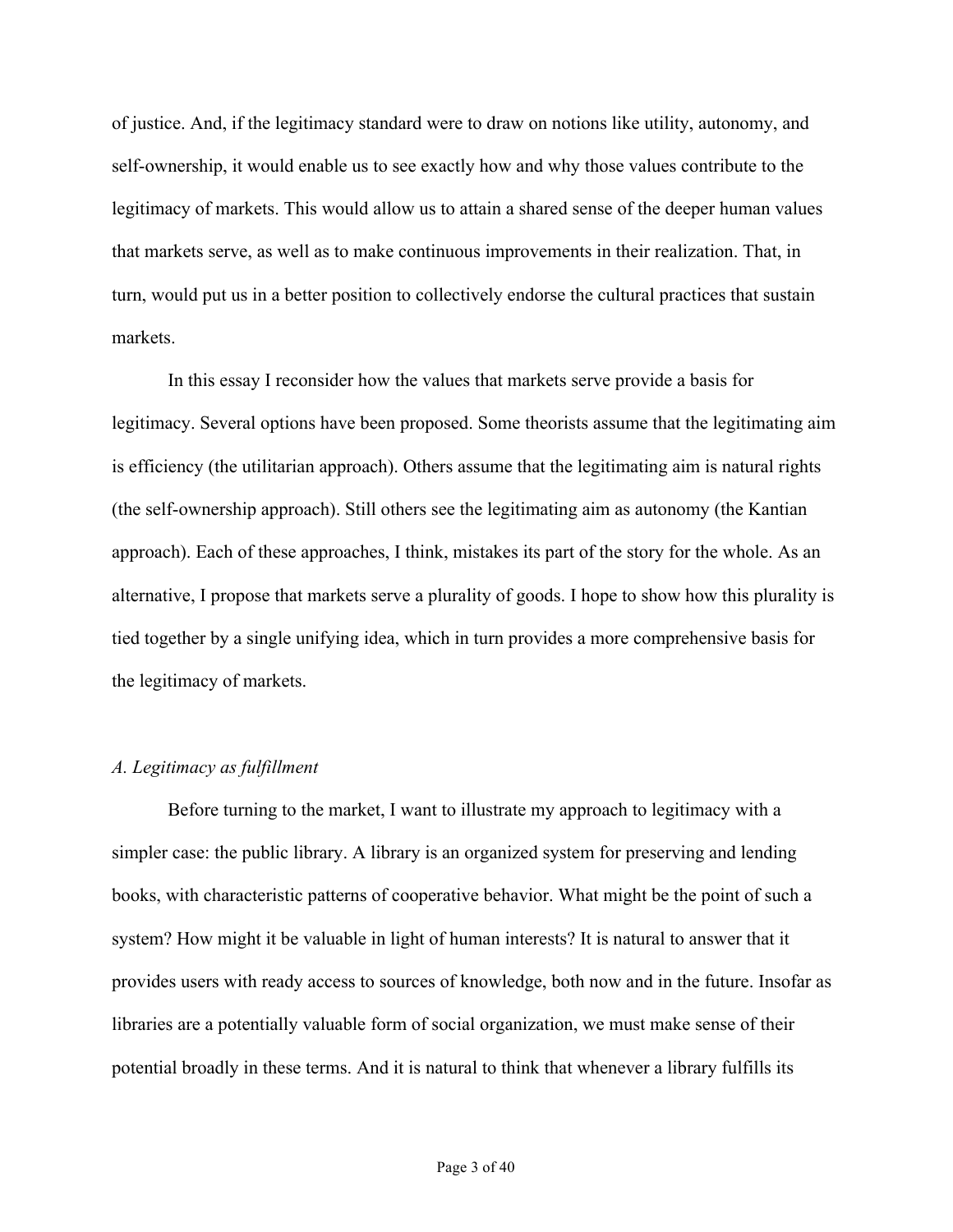of justice. And, if the legitimacy standard were to draw on notions like utility, autonomy, and self-ownership, it would enable us to see exactly how and why those values contribute to the legitimacy of markets. This would allow us to attain a shared sense of the deeper human values that markets serve, as well as to make continuous improvements in their realization. That, in turn, would put us in a better position to collectively endorse the cultural practices that sustain markets.

In this essay I reconsider how the values that markets serve provide a basis for legitimacy. Several options have been proposed. Some theorists assume that the legitimating aim is efficiency (the utilitarian approach). Others assume that the legitimating aim is natural rights (the self-ownership approach). Still others see the legitimating aim as autonomy (the Kantian approach). Each of these approaches, I think, mistakes its part of the story for the whole. As an alternative, I propose that markets serve a plurality of goods. I hope to show how this plurality is tied together by a single unifying idea, which in turn provides a more comprehensive basis for the legitimacy of markets.

### *A. Legitimacy as fulfillment*

Before turning to the market, I want to illustrate my approach to legitimacy with a simpler case: the public library. A library is an organized system for preserving and lending books, with characteristic patterns of cooperative behavior. What might be the point of such a system? How might it be valuable in light of human interests? It is natural to answer that it provides users with ready access to sources of knowledge, both now and in the future. Insofar as libraries are a potentially valuable form of social organization, we must make sense of their potential broadly in these terms. And it is natural to think that whenever a library fulfills its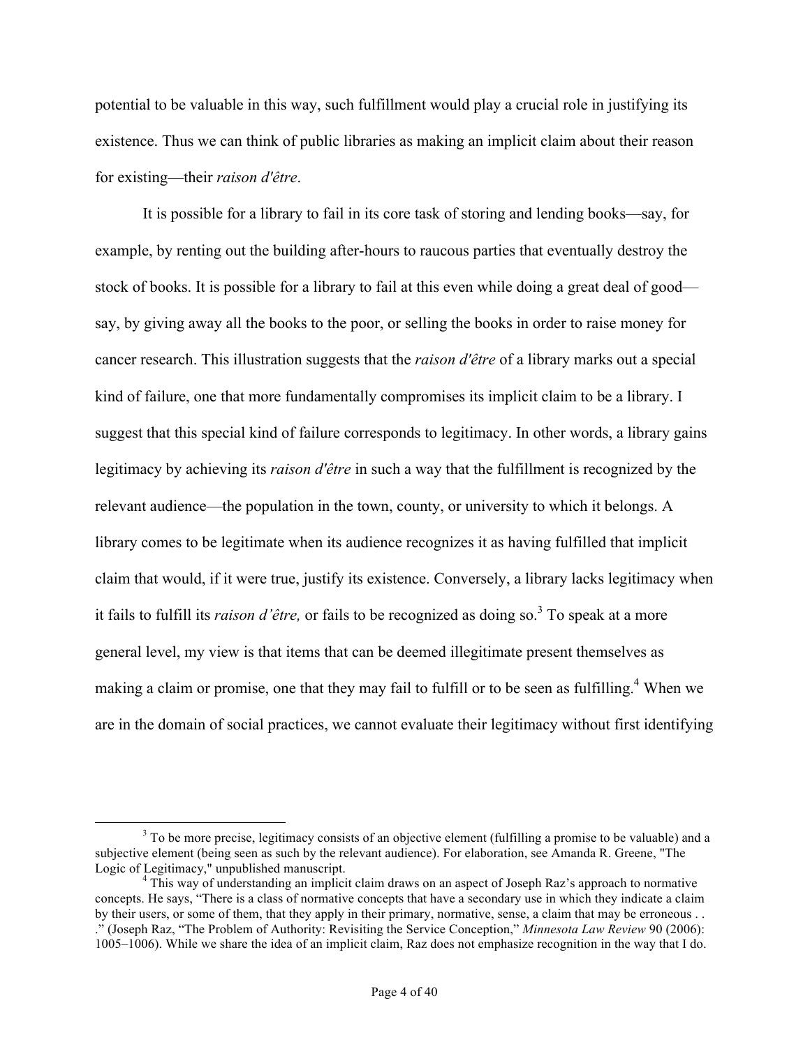potential to be valuable in this way, such fulfillment would play a crucial role in justifying its existence. Thus we can think of public libraries as making an implicit claim about their reason for existing—their *raison d'être*.

It is possible for a library to fail in its core task of storing and lending books—say, for example, by renting out the building after-hours to raucous parties that eventually destroy the stock of books. It is possible for a library to fail at this even while doing a great deal of good—say, by giving away all the books to the poor, or selling the books in order to raise money for cancer research. This illustration suggests that the *raison d'être* of a library marks out a special kind of failure, one that more fundamentally compromises its implicit claim to be a library. I suggest that this special kind of failure corresponds to legitimacy. In other words, a library gains legitimacy by achieving its *raison d'être* in such a way that the fulfillment is recognized by the relevant audience—the population in the town, county, or university to which it belongs. A library comes to be legitimate when its audience recognizes it as having fulfilled that implicit claim that would, if it were true, justify its existence. Conversely, a library lacks legitimacy when it fails to fulfill its *raison d'être,* or fails to be recognized as doing so.[3] To speak at a more general level, my view is that items that can be deemed illegitimate present themselves as making a claim or promise, one that they may fail to fulfill or to be seen as fulfilling.[4] When we are in the domain of social practices, we cannot evaluate their legitimacy without first identifying

---

[3] To be more precise, legitimacy consists of an objective element (fulfilling a promise to be valuable) and a subjective element (being seen as such by the relevant audience). For elaboration, see Amanda R. Greene, "The Logic of Legitimacy," unpublished manuscript.

[4] This way of understanding an implicit claim draws on an aspect of Joseph Raz's approach to normative concepts. He says, "There is a class of normative concepts that have a secondary use in which they indicate a claim by their users, or some of them, that they apply in their primary, normative, sense, a claim that may be erroneous . . ." (Joseph Raz, "The Problem of Authority: Revisiting the Service Conception," *Minnesota Law Review* 90 (2006): 1005–1006). While we share the idea of an implicit claim, Raz does not emphasize recognition in the way that I do.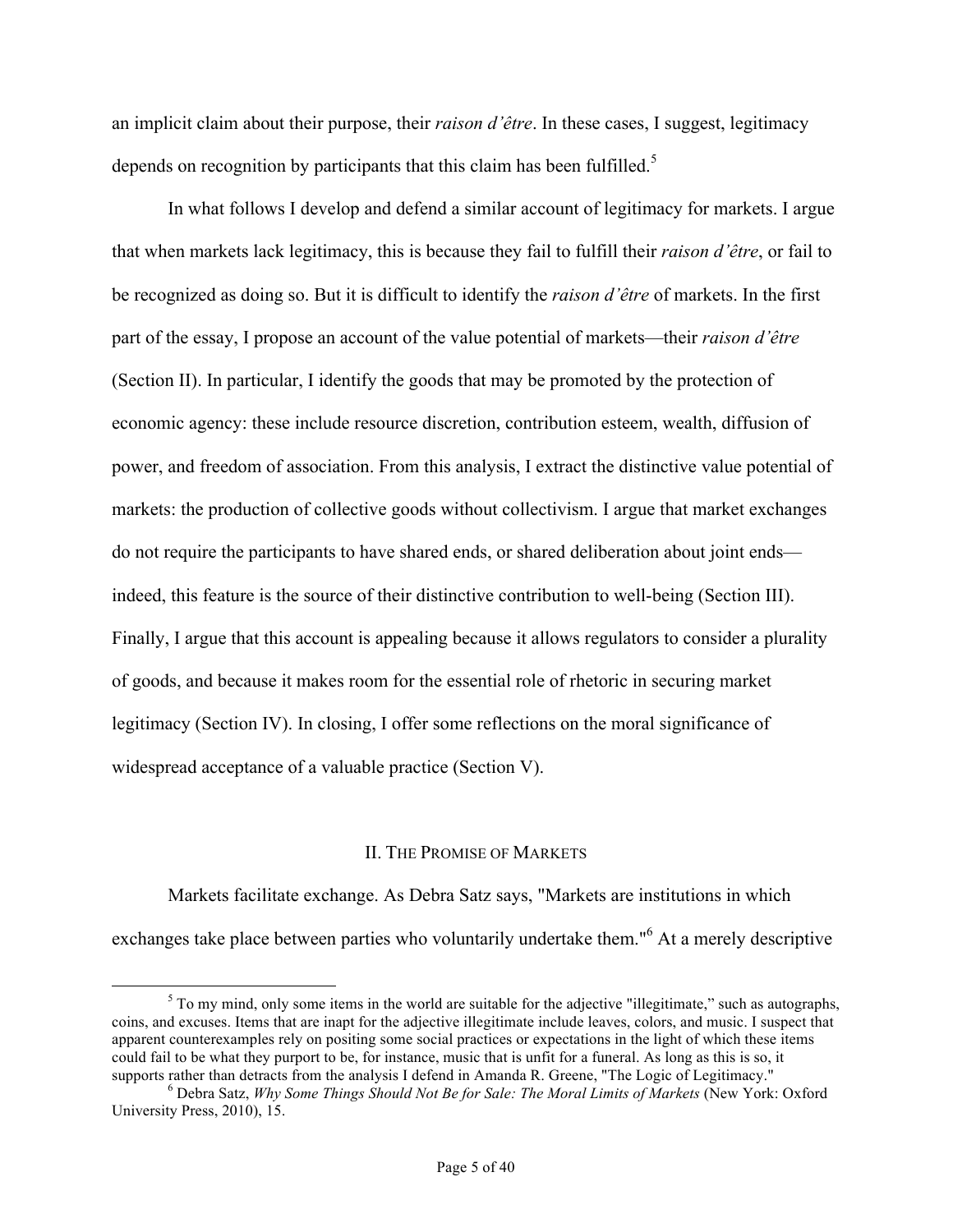an implicit claim about their purpose, their *raison d'être*. In these cases, I suggest, legitimacy depends on recognition by participants that this claim has been fulfilled.[5]

In what follows I develop and defend a similar account of legitimacy for markets. I argue that when markets lack legitimacy, this is because they fail to fulfill their *raison d'être*, or fail to be recognized as doing so. But it is difficult to identify the *raison d'être* of markets. In the first part of the essay, I propose an account of the value potential of markets—their *raison d'être* (Section II). In particular, I identify the goods that may be promoted by the protection of economic agency: these include resource discretion, contribution esteem, wealth, diffusion of power, and freedom of association. From this analysis, I extract the distinctive value potential of markets: the production of collective goods without collectivism. I argue that market exchanges do not require the participants to have shared ends, or shared deliberation about joint ends—indeed, this feature is the source of their distinctive contribution to well-being (Section III). Finally, I argue that this account is appealing because it allows regulators to consider a plurality of goods, and because it makes room for the essential role of rhetoric in securing market legitimacy (Section IV). In closing, I offer some reflections on the moral significance of widespread acceptance of a valuable practice (Section V).

## II. The Promise of Markets

Markets facilitate exchange. As Debra Satz says, "Markets are institutions in which exchanges take place between parties who voluntarily undertake them."[6] At a merely descriptive

---

[5] To my mind, only some items in the world are suitable for the adjective "illegitimate," such as autographs, coins, and excuses. Items that are inapt for the adjective illegitimate include leaves, colors, and music. I suspect that apparent counterexamples rely on positing some social practices or expectations in the light of which these items could fail to be what they purport to be, for instance, music that is unfit for a funeral. As long as this is so, it supports rather than detracts from the analysis I defend in Amanda R. Greene, "The Logic of Legitimacy."

[6] Debra Satz, *Why Some Things Should Not Be for Sale: The Moral Limits of Markets* (New York: Oxford University Press, 2010), 15.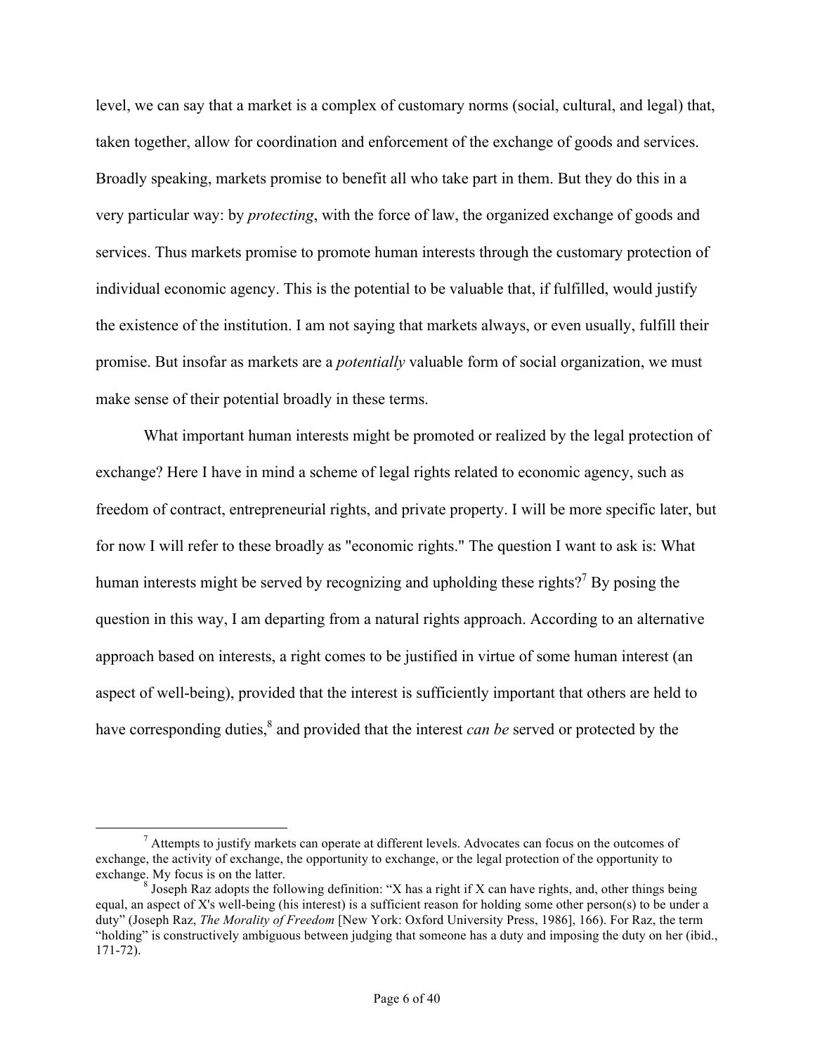level, we can say that a market is a complex of customary norms (social, cultural, and legal) that, taken together, allow for coordination and enforcement of the exchange of goods and services. Broadly speaking, markets promise to benefit all who take part in them. But they do this in a very particular way: by *protecting*, with the force of law, the organized exchange of goods and services. Thus markets promise to promote human interests through the customary protection of individual economic agency. This is the potential to be valuable that, if fulfilled, would justify the existence of the institution. I am not saying that markets always, or even usually, fulfill their promise. But insofar as markets are a *potentially* valuable form of social organization, we must make sense of their potential broadly in these terms.

What important human interests might be promoted or realized by the legal protection of exchange? Here I have in mind a scheme of legal rights related to economic agency, such as freedom of contract, entrepreneurial rights, and private property. I will be more specific later, but for now I will refer to these broadly as "economic rights." The question I want to ask is: What human interests might be served by recognizing and upholding these rights?[7] By posing the question in this way, I am departing from a natural rights approach. According to an alternative approach based on interests, a right comes to be justified in virtue of some human interest (an aspect of well-being), provided that the interest is sufficiently important that others are held to have corresponding duties,[8] and provided that the interest *can be* served or protected by the

---

[7] Attempts to justify markets can operate at different levels. Advocates can focus on the outcomes of exchange, the activity of exchange, the opportunity to exchange, or the legal protection of the opportunity to exchange. My focus is on the latter.

[8] Joseph Raz adopts the following definition: "X has a right if X can have rights, and, other things being equal, an aspect of X's well-being (his interest) is a sufficient reason for holding some other person(s) to be under a duty" (Joseph Raz, *The Morality of Freedom* [New York: Oxford University Press, 1986], 166). For Raz, the term "holding" is constructively ambiguous between judging that someone has a duty and imposing the duty on her (ibid., 171-72).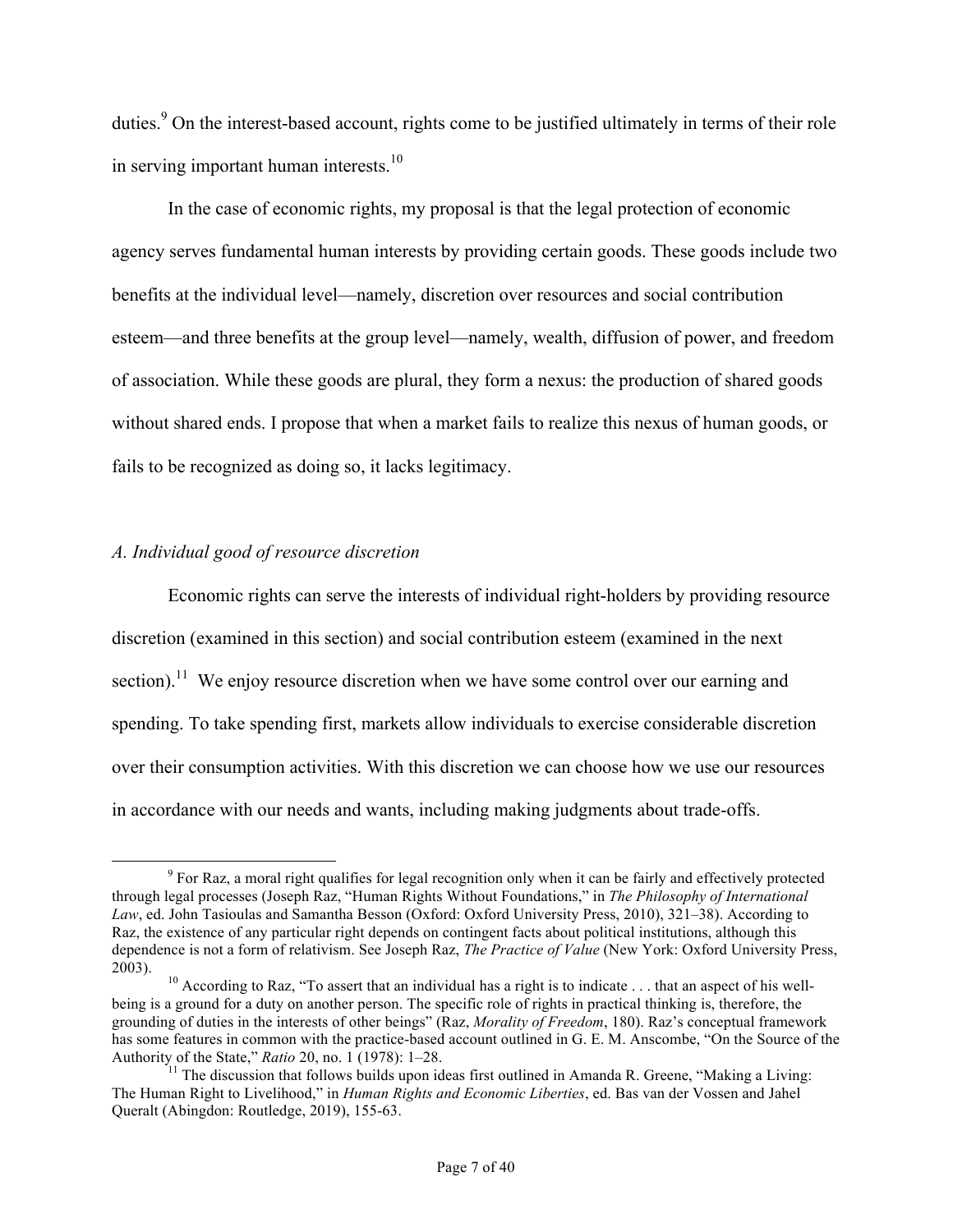duties.[9] On the interest-based account, rights come to be justified ultimately in terms of their role in serving important human interests.[10]

In the case of economic rights, my proposal is that the legal protection of economic agency serves fundamental human interests by providing certain goods. These goods include two benefits at the individual level—namely, discretion over resources and social contribution esteem—and three benefits at the group level—namely, wealth, diffusion of power, and freedom of association. While these goods are plural, they form a nexus: the production of shared goods without shared ends. I propose that when a market fails to realize this nexus of human goods, or fails to be recognized as doing so, it lacks legitimacy.

*A. Individual good of resource discretion*

Economic rights can serve the interests of individual right-holders by providing resource discretion (examined in this section) and social contribution esteem (examined in the next section).[11] We enjoy resource discretion when we have some control over our earning and spending. To take spending first, markets allow individuals to exercise considerable discretion over their consumption activities. With this discretion we can choose how we use our resources in accordance with our needs and wants, including making judgments about trade-offs.

---

[9] For Raz, a moral right qualifies for legal recognition only when it can be fairly and effectively protected through legal processes (Joseph Raz, "Human Rights Without Foundations," in *The Philosophy of International Law*, ed. John Tasioulas and Samantha Besson (Oxford: Oxford University Press, 2010), 321–38). According to Raz, the existence of any particular right depends on contingent facts about political institutions, although this dependence is not a form of relativism. See Joseph Raz, *The Practice of Value* (New York: Oxford University Press, 2003).

[10] According to Raz, "To assert that an individual has a right is to indicate . . . that an aspect of his well-being is a ground for a duty on another person. The specific role of rights in practical thinking is, therefore, the grounding of duties in the interests of other beings" (Raz, *Morality of Freedom*, 180). Raz's conceptual framework has some features in common with the practice-based account outlined in G. E. M. Anscombe, "On the Source of the Authority of the State," *Ratio* 20, no. 1 (1978): 1–28.

[11] The discussion that follows builds upon ideas first outlined in Amanda R. Greene, "Making a Living: The Human Right to Livelihood," in *Human Rights and Economic Liberties*, ed. Bas van der Vossen and Jahel Queralt (Abingdon: Routledge, 2019), 155-63.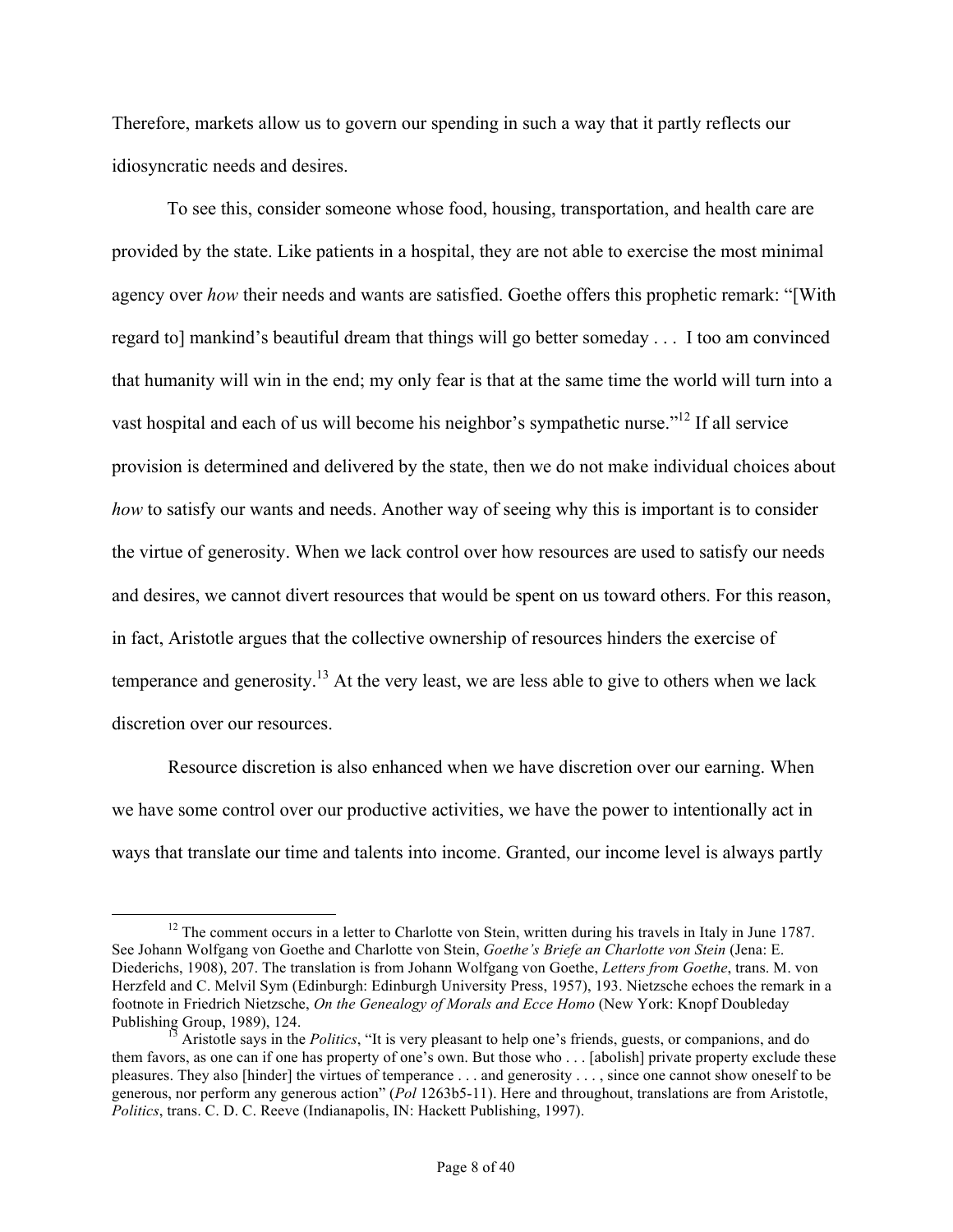Therefore, markets allow us to govern our spending in such a way that it partly reflects our idiosyncratic needs and desires.

To see this, consider someone whose food, housing, transportation, and health care are provided by the state. Like patients in a hospital, they are not able to exercise the most minimal agency over *how* their needs and wants are satisfied. Goethe offers this prophetic remark: "[With regard to] mankind's beautiful dream that things will go better someday . . . I too am convinced that humanity will win in the end; my only fear is that at the same time the world will turn into a vast hospital and each of us will become his neighbor's sympathetic nurse."[12] If all service provision is determined and delivered by the state, then we do not make individual choices about *how* to satisfy our wants and needs. Another way of seeing why this is important is to consider the virtue of generosity. When we lack control over how resources are used to satisfy our needs and desires, we cannot divert resources that would be spent on us toward others. For this reason, in fact, Aristotle argues that the collective ownership of resources hinders the exercise of temperance and generosity.[13] At the very least, we are less able to give to others when we lack discretion over our resources.

Resource discretion is also enhanced when we have discretion over our earning. When we have some control over our productive activities, we have the power to intentionally act in ways that translate our time and talents into income. Granted, our income level is always partly

---

[12] The comment occurs in a letter to Charlotte von Stein, written during his travels in Italy in June 1787. See Johann Wolfgang von Goethe and Charlotte von Stein, *Goethe's Briefe an Charlotte von Stein* (Jena: E. Diederichs, 1908), 207. The translation is from Johann Wolfgang von Goethe, *Letters from Goethe*, trans. M. von Herzfeld and C. Melvil Sym (Edinburgh: Edinburgh University Press, 1957), 193. Nietzsche echoes the remark in a footnote in Friedrich Nietzsche, *On the Genealogy of Morals and Ecce Homo* (New York: Knopf Doubleday Publishing Group, 1989), 124.

[13] Aristotle says in the *Politics*, "It is very pleasant to help one's friends, guests, or companions, and do them favors, as one can if one has property of one's own. But those who . . . [abolish] private property exclude these pleasures. They also [hinder] the virtues of temperance . . . and generosity . . . , since one cannot show oneself to be generous, nor perform any generous action" (*Pol* 1263b5-11). Here and throughout, translations are from Aristotle, *Politics*, trans. C. D. C. Reeve (Indianapolis, IN: Hackett Publishing, 1997).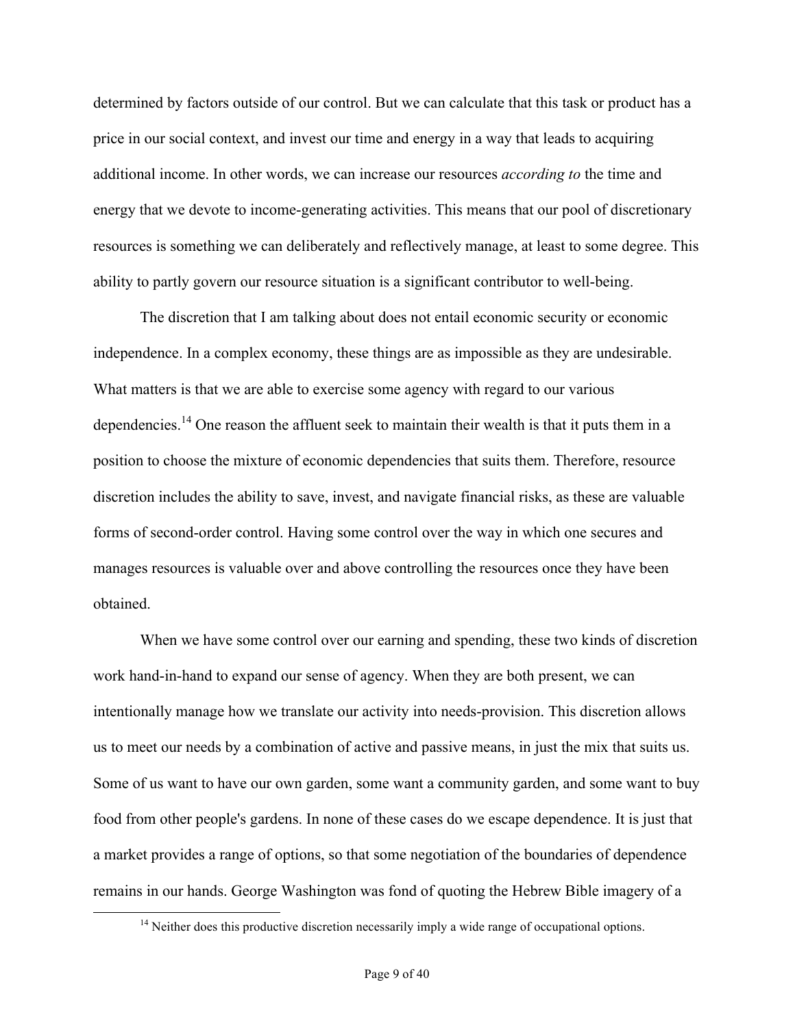determined by factors outside of our control. But we can calculate that this task or product has a price in our social context, and invest our time and energy in a way that leads to acquiring additional income. In other words, we can increase our resources *according to* the time and energy that we devote to income-generating activities. This means that our pool of discretionary resources is something we can deliberately and reflectively manage, at least to some degree. This ability to partly govern our resource situation is a significant contributor to well-being.

The discretion that I am talking about does not entail economic security or economic independence. In a complex economy, these things are as impossible as they are undesirable. What matters is that we are able to exercise some agency with regard to our various dependencies.[14] One reason the affluent seek to maintain their wealth is that it puts them in a position to choose the mixture of economic dependencies that suits them. Therefore, resource discretion includes the ability to save, invest, and navigate financial risks, as these are valuable forms of second-order control. Having some control over the way in which one secures and manages resources is valuable over and above controlling the resources once they have been obtained.

When we have some control over our earning and spending, these two kinds of discretion work hand-in-hand to expand our sense of agency. When they are both present, we can intentionally manage how we translate our activity into needs-provision. This discretion allows us to meet our needs by a combination of active and passive means, in just the mix that suits us. Some of us want to have our own garden, some want a community garden, and some want to buy food from other people's gardens. In none of these cases do we escape dependence. It is just that a market provides a range of options, so that some negotiation of the boundaries of dependence remains in our hands. George Washington was fond of quoting the Hebrew Bible imagery of a

[14] Neither does this productive discretion necessarily imply a wide range of occupational options.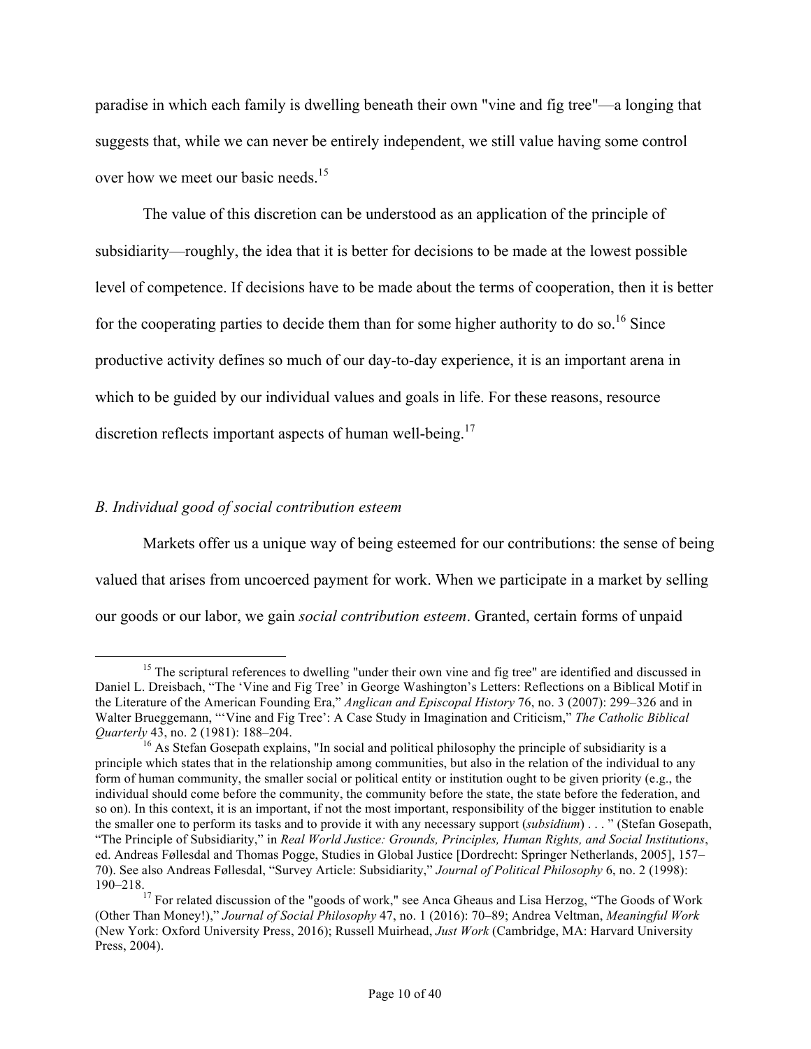paradise in which each family is dwelling beneath their own "vine and fig tree"—a longing that suggests that, while we can never be entirely independent, we still value having some control over how we meet our basic needs.[15]

The value of this discretion can be understood as an application of the principle of subsidiarity—roughly, the idea that it is better for decisions to be made at the lowest possible level of competence. If decisions have to be made about the terms of cooperation, then it is better for the cooperating parties to decide them than for some higher authority to do so.[16] Since productive activity defines so much of our day-to-day experience, it is an important arena in which to be guided by our individual values and goals in life. For these reasons, resource discretion reflects important aspects of human well-being.[17]

### *B. Individual good of social contribution esteem*

Markets offer us a unique way of being esteemed for our contributions: the sense of being valued that arises from uncoerced payment for work. When we participate in a market by selling our goods or our labor, we gain *social contribution esteem*. Granted, certain forms of unpaid

---

[15] The scriptural references to dwelling "under their own vine and fig tree" are identified and discussed in Daniel L. Dreisbach, "The 'Vine and Fig Tree' in George Washington's Letters: Reflections on a Biblical Motif in the Literature of the American Founding Era," *Anglican and Episcopal History* 76, no. 3 (2007): 299–326 and in Walter Brueggemann, "'Vine and Fig Tree': A Case Study in Imagination and Criticism," *The Catholic Biblical Quarterly* 43, no. 2 (1981): 188–204.

[16] As Stefan Gosepath explains, "In social and political philosophy the principle of subsidiarity is a principle which states that in the relationship among communities, but also in the relation of the individual to any form of human community, the smaller social or political entity or institution ought to be given priority (e.g., the individual should come before the community, the community before the state, the state before the federation, and so on). In this context, it is an important, if not the most important, responsibility of the bigger institution to enable the smaller one to perform its tasks and to provide it with any necessary support (*subsidium*) . . . " (Stefan Gosepath, "The Principle of Subsidiarity," in *Real World Justice: Grounds, Principles, Human Rights, and Social Institutions*, ed. Andreas Føllesdal and Thomas Pogge, Studies in Global Justice [Dordrecht: Springer Netherlands, 2005], 157–70). See also Andreas Føllesdal, "Survey Article: Subsidiarity," *Journal of Political Philosophy* 6, no. 2 (1998): 190–218.

[17] For related discussion of the "goods of work," see Anca Gheaus and Lisa Herzog, "The Goods of Work (Other Than Money!)," *Journal of Social Philosophy* 47, no. 1 (2016): 70–89; Andrea Veltman, *Meaningful Work* (New York: Oxford University Press, 2016); Russell Muirhead, *Just Work* (Cambridge, MA: Harvard University Press, 2004).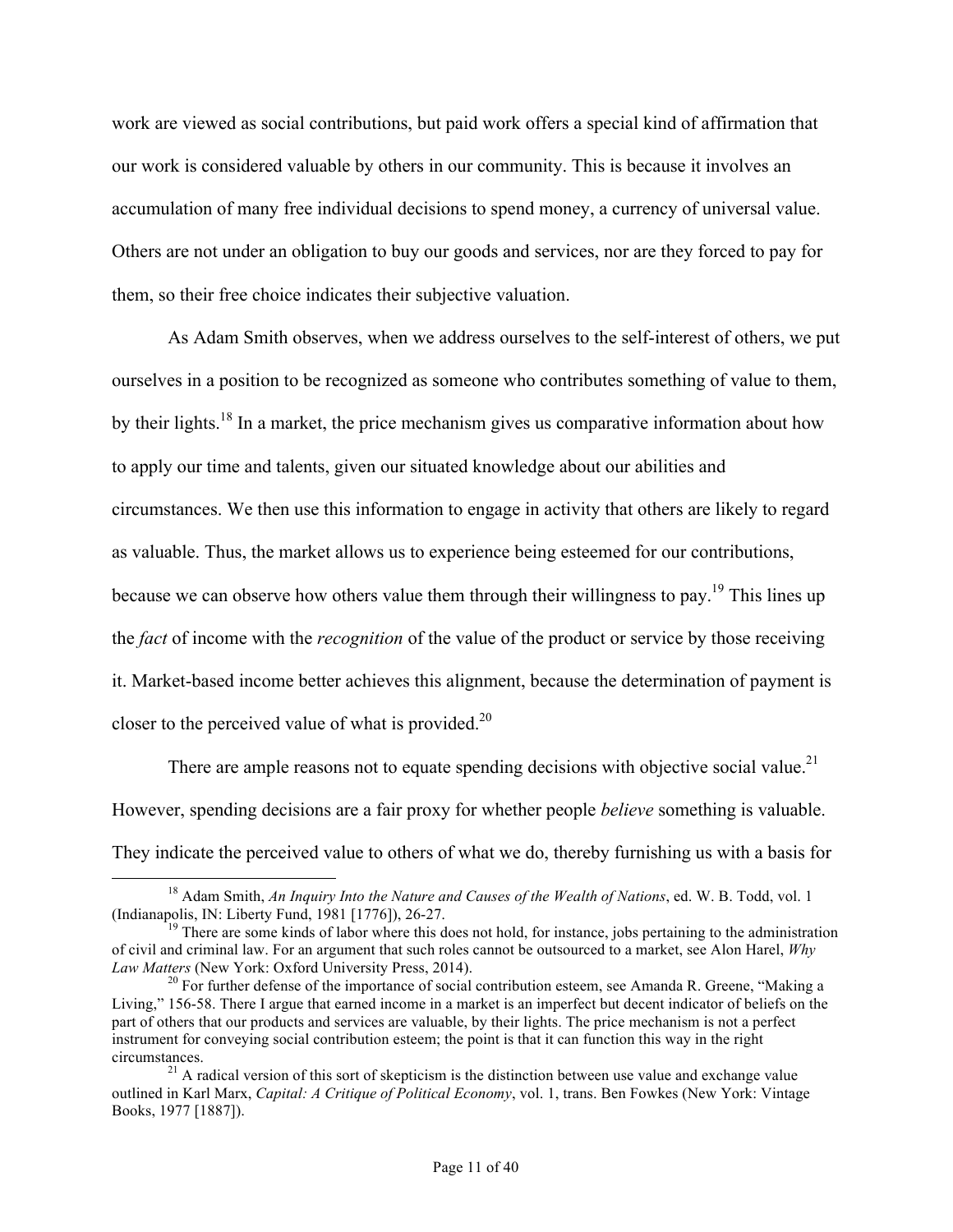work are viewed as social contributions, but paid work offers a special kind of affirmation that our work is considered valuable by others in our community. This is because it involves an accumulation of many free individual decisions to spend money, a currency of universal value. Others are not under an obligation to buy our goods and services, nor are they forced to pay for them, so their free choice indicates their subjective valuation.

As Adam Smith observes, when we address ourselves to the self-interest of others, we put ourselves in a position to be recognized as someone who contributes something of value to them, by their lights.[18] In a market, the price mechanism gives us comparative information about how to apply our time and talents, given our situated knowledge about our abilities and circumstances. We then use this information to engage in activity that others are likely to regard as valuable. Thus, the market allows us to experience being esteemed for our contributions, because we can observe how others value them through their willingness to pay.[19] This lines up the *fact* of income with the *recognition* of the value of the product or service by those receiving it. Market-based income better achieves this alignment, because the determination of payment is closer to the perceived value of what is provided.[20]

There are ample reasons not to equate spending decisions with objective social value.[21] However, spending decisions are a fair proxy for whether people *believe* something is valuable. They indicate the perceived value to others of what we do, thereby furnishing us with a basis for

---

[18] Adam Smith, *An Inquiry Into the Nature and Causes of the Wealth of Nations*, ed. W. B. Todd, vol. 1 (Indianapolis, IN: Liberty Fund, 1981 [1776]), 26-27.

[19] There are some kinds of labor where this does not hold, for instance, jobs pertaining to the administration of civil and criminal law. For an argument that such roles cannot be outsourced to a market, see Alon Harel, *Why Law Matters* (New York: Oxford University Press, 2014).

[20] For further defense of the importance of social contribution esteem, see Amanda R. Greene, "Making a Living," 156-58. There I argue that earned income in a market is an imperfect but decent indicator of beliefs on the part of others that our products and services are valuable, by their lights. The price mechanism is not a perfect instrument for conveying social contribution esteem; the point is that it can function this way in the right circumstances.

[21] A radical version of this sort of skepticism is the distinction between use value and exchange value outlined in Karl Marx, *Capital: A Critique of Political Economy*, vol. 1, trans. Ben Fowkes (New York: Vintage Books, 1977 [1887]).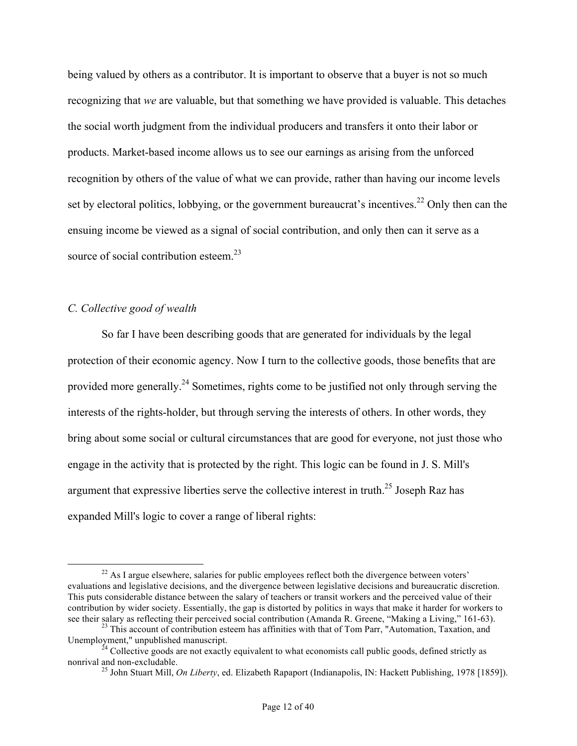being valued by others as a contributor. It is important to observe that a buyer is not so much recognizing that *we* are valuable, but that something we have provided is valuable. This detaches the social worth judgment from the individual producers and transfers it onto their labor or products. Market-based income allows us to see our earnings as arising from the unforced recognition by others of the value of what we can provide, rather than having our income levels set by electoral politics, lobbying, or the government bureaucrat's incentives.[22] Only then can the ensuing income be viewed as a signal of social contribution, and only then can it serve as a source of social contribution esteem.[23]

*C. Collective good of wealth*

So far I have been describing goods that are generated for individuals by the legal protection of their economic agency. Now I turn to the collective goods, those benefits that are provided more generally.[24] Sometimes, rights come to be justified not only through serving the interests of the rights-holder, but through serving the interests of others. In other words, they bring about some social or cultural circumstances that are good for everyone, not just those who engage in the activity that is protected by the right. This logic can be found in J. S. Mill's argument that expressive liberties serve the collective interest in truth.[25] Joseph Raz has expanded Mill's logic to cover a range of liberal rights:

---

[22] As I argue elsewhere, salaries for public employees reflect both the divergence between voters' evaluations and legislative decisions, and the divergence between legislative decisions and bureaucratic discretion. This puts considerable distance between the salary of teachers or transit workers and the perceived value of their contribution by wider society. Essentially, the gap is distorted by politics in ways that make it harder for workers to see their salary as reflecting their perceived social contribution (Amanda R. Greene, "Making a Living," 161-63).

[23] This account of contribution esteem has affinities with that of Tom Parr, "Automation, Taxation, and Unemployment," unpublished manuscript.

[24] Collective goods are not exactly equivalent to what economists call public goods, defined strictly as nonrival and non-excludable.

[25] John Stuart Mill, *On Liberty*, ed. Elizabeth Rapaport (Indianapolis, IN: Hackett Publishing, 1978 [1859]).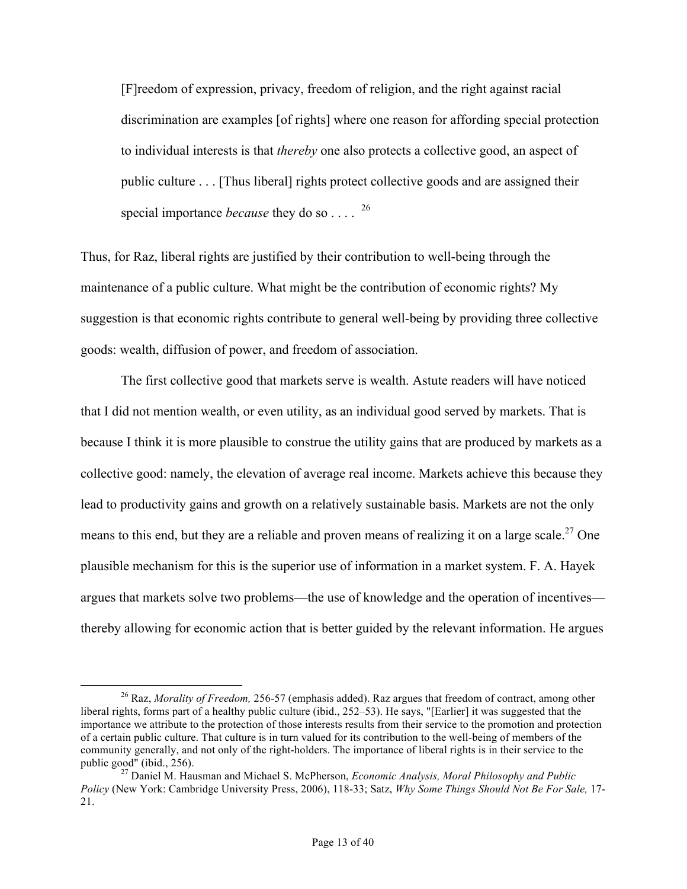> [F]reedom of expression, privacy, freedom of religion, and the right against racial discrimination are examples [of rights] where one reason for affording special protection to individual interests is that *thereby* one also protects a collective good, an aspect of public culture . . . [Thus liberal] rights protect collective goods and are assigned their special importance *because* they do so . . . . [26]

Thus, for Raz, liberal rights are justified by their contribution to well-being through the maintenance of a public culture. What might be the contribution of economic rights? My suggestion is that economic rights contribute to general well-being by providing three collective goods: wealth, diffusion of power, and freedom of association.

The first collective good that markets serve is wealth. Astute readers will have noticed that I did not mention wealth, or even utility, as an individual good served by markets. That is because I think it is more plausible to construe the utility gains that are produced by markets as a collective good: namely, the elevation of average real income. Markets achieve this because they lead to productivity gains and growth on a relatively sustainable basis. Markets are not the only means to this end, but they are a reliable and proven means of realizing it on a large scale.[27] One plausible mechanism for this is the superior use of information in a market system. F. A. Hayek argues that markets solve two problems—the use of knowledge and the operation of incentives—thereby allowing for economic action that is better guided by the relevant information. He argues

---

[26] Raz, *Morality of Freedom,* 256-57 (emphasis added). Raz argues that freedom of contract, among other liberal rights, forms part of a healthy public culture (ibid., 252–53). He says, "[Earlier] it was suggested that the importance we attribute to the protection of those interests results from their service to the promotion and protection of a certain public culture. That culture is in turn valued for its contribution to the well-being of members of the community generally, and not only of the right-holders. The importance of liberal rights is in their service to the public good" (ibid., 256).

[27] Daniel M. Hausman and Michael S. McPherson, *Economic Analysis, Moral Philosophy and Public Policy* (New York: Cambridge University Press, 2006), 118-33; Satz, *Why Some Things Should Not Be For Sale,* 17-21.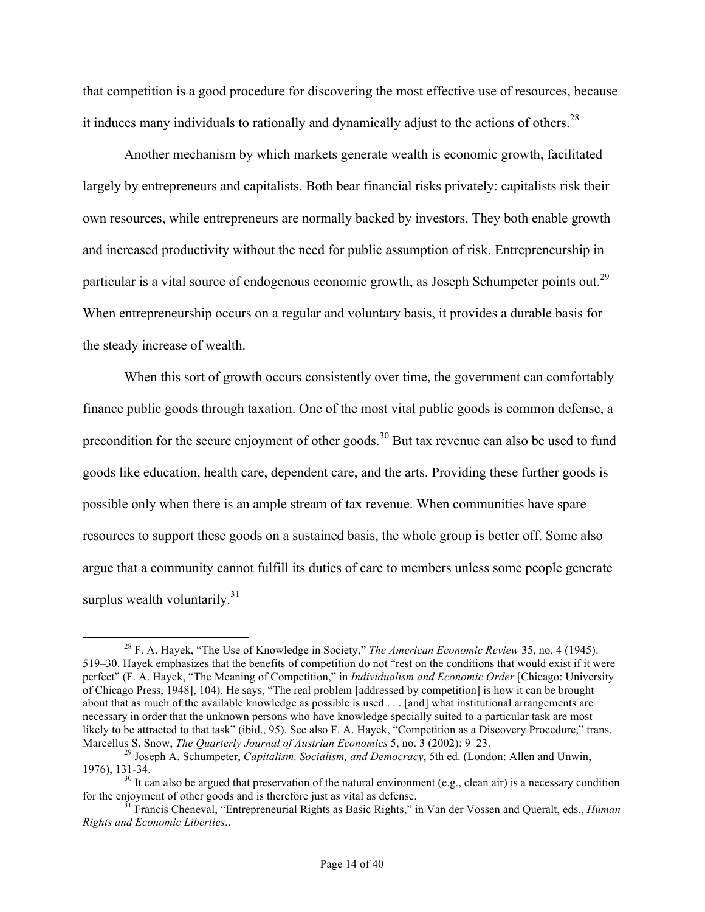that competition is a good procedure for discovering the most effective use of resources, because it induces many individuals to rationally and dynamically adjust to the actions of others.[28]

Another mechanism by which markets generate wealth is economic growth, facilitated largely by entrepreneurs and capitalists. Both bear financial risks privately: capitalists risk their own resources, while entrepreneurs are normally backed by investors. They both enable growth and increased productivity without the need for public assumption of risk. Entrepreneurship in particular is a vital source of endogenous economic growth, as Joseph Schumpeter points out.[29] When entrepreneurship occurs on a regular and voluntary basis, it provides a durable basis for the steady increase of wealth.

When this sort of growth occurs consistently over time, the government can comfortably finance public goods through taxation. One of the most vital public goods is common defense, a precondition for the secure enjoyment of other goods.[30] But tax revenue can also be used to fund goods like education, health care, dependent care, and the arts. Providing these further goods is possible only when there is an ample stream of tax revenue. When communities have spare resources to support these goods on a sustained basis, the whole group is better off. Some also argue that a community cannot fulfill its duties of care to members unless some people generate surplus wealth voluntarily.[31]

---

[28] F. A. Hayek, "The Use of Knowledge in Society," *The American Economic Review* 35, no. 4 (1945): 519–30. Hayek emphasizes that the benefits of competition do not "rest on the conditions that would exist if it were perfect" (F. A. Hayek, "The Meaning of Competition," in *Individualism and Economic Order* [Chicago: University of Chicago Press, 1948], 104). He says, "The real problem [addressed by competition] is how it can be brought about that as much of the available knowledge as possible is used . . . [and] what institutional arrangements are necessary in order that the unknown persons who have knowledge specially suited to a particular task are most likely to be attracted to that task" (ibid., 95). See also F. A. Hayek, "Competition as a Discovery Procedure," trans. Marcellus S. Snow, *The Quarterly Journal of Austrian Economics* 5, no. 3 (2002): 9–23.

[29] Joseph A. Schumpeter, *Capitalism, Socialism, and Democracy*, 5th ed. (London: Allen and Unwin, 1976), 131-34.

[30] It can also be argued that preservation of the natural environment (e.g., clean air) is a necessary condition for the enjoyment of other goods and is therefore just as vital as defense.

[31] Francis Cheneval, "Entrepreneurial Rights as Basic Rights," in Van der Vossen and Queralt, eds., *Human Rights and Economic Liberties*..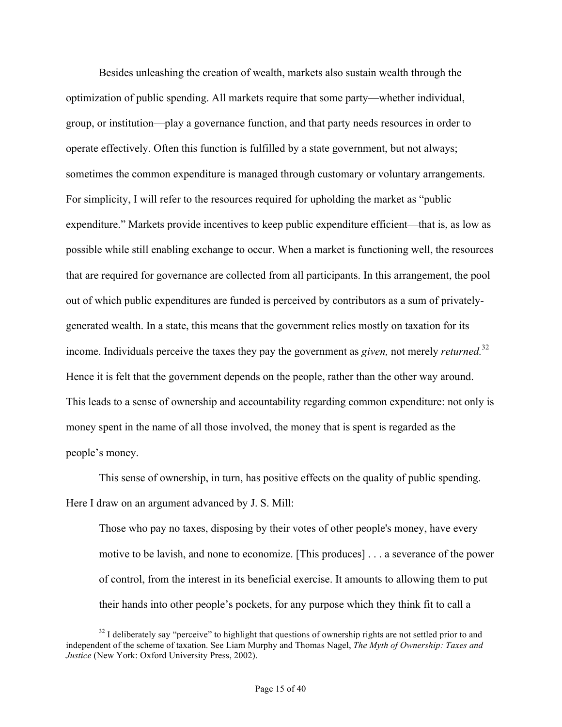Besides unleashing the creation of wealth, markets also sustain wealth through the optimization of public spending. All markets require that some party—whether individual, group, or institution—play a governance function, and that party needs resources in order to operate effectively. Often this function is fulfilled by a state government, but not always; sometimes the common expenditure is managed through customary or voluntary arrangements. For simplicity, I will refer to the resources required for upholding the market as "public expenditure." Markets provide incentives to keep public expenditure efficient—that is, as low as possible while still enabling exchange to occur. When a market is functioning well, the resources that are required for governance are collected from all participants. In this arrangement, the pool out of which public expenditures are funded is perceived by contributors as a sum of privately-generated wealth. In a state, this means that the government relies mostly on taxation for its income. Individuals perceive the taxes they pay the government as *given,* not merely *returned.*[32] Hence it is felt that the government depends on the people, rather than the other way around. This leads to a sense of ownership and accountability regarding common expenditure: not only is money spent in the name of all those involved, the money that is spent is regarded as the people's money.

This sense of ownership, in turn, has positive effects on the quality of public spending. Here I draw on an argument advanced by J. S. Mill:

> Those who pay no taxes, disposing by their votes of other people's money, have every motive to be lavish, and none to economize. [This produces] . . . a severance of the power of control, from the interest in its beneficial exercise. It amounts to allowing them to put their hands into other people's pockets, for any purpose which they think fit to call a

---

[32] I deliberately say "perceive" to highlight that questions of ownership rights are not settled prior to and independent of the scheme of taxation. See Liam Murphy and Thomas Nagel, *The Myth of Ownership: Taxes and Justice* (New York: Oxford University Press, 2002).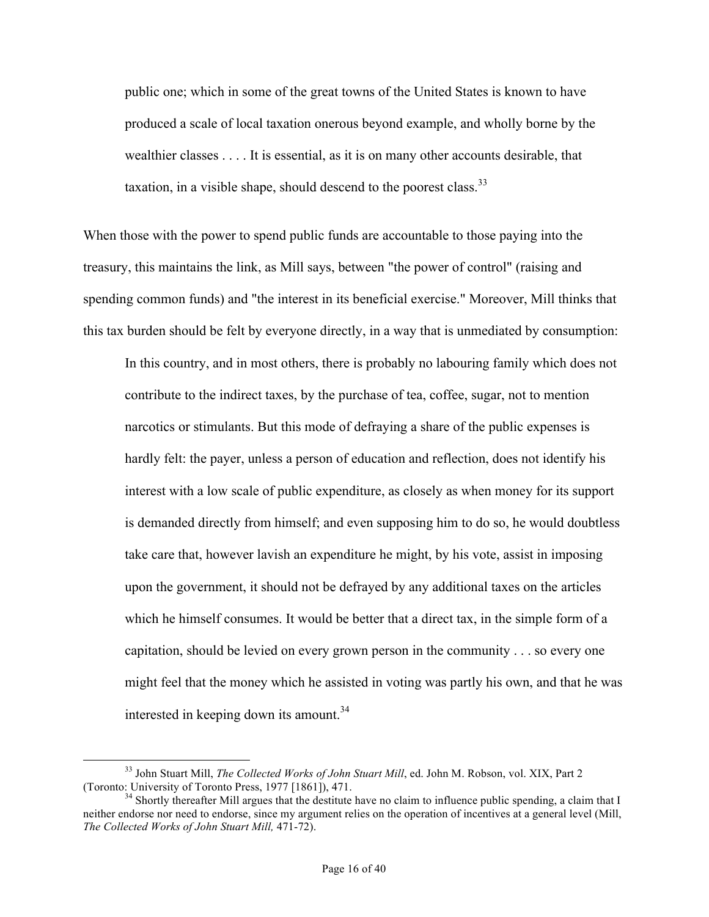> public one; which in some of the great towns of the United States is known to have produced a scale of local taxation onerous beyond example, and wholly borne by the wealthier classes . . . . It is essential, as it is on many other accounts desirable, that taxation, in a visible shape, should descend to the poorest class.[33]

When those with the power to spend public funds are accountable to those paying into the treasury, this maintains the link, as Mill says, between "the power of control" (raising and spending common funds) and "the interest in its beneficial exercise." Moreover, Mill thinks that this tax burden should be felt by everyone directly, in a way that is unmediated by consumption:

> In this country, and in most others, there is probably no labouring family which does not contribute to the indirect taxes, by the purchase of tea, coffee, sugar, not to mention narcotics or stimulants. But this mode of defraying a share of the public expenses is hardly felt: the payer, unless a person of education and reflection, does not identify his interest with a low scale of public expenditure, as closely as when money for its support is demanded directly from himself; and even supposing him to do so, he would doubtless take care that, however lavish an expenditure he might, by his vote, assist in imposing upon the government, it should not be defrayed by any additional taxes on the articles which he himself consumes. It would be better that a direct tax, in the simple form of a capitation, should be levied on every grown person in the community . . . so every one might feel that the money which he assisted in voting was partly his own, and that he was interested in keeping down its amount.[34]

---

[33] John Stuart Mill, *The Collected Works of John Stuart Mill*, ed. John M. Robson, vol. XIX, Part 2 (Toronto: University of Toronto Press, 1977 [1861]), 471.

[34] Shortly thereafter Mill argues that the destitute have no claim to influence public spending, a claim that I neither endorse nor need to endorse, since my argument relies on the operation of incentives at a general level (Mill, *The Collected Works of John Stuart Mill,* 471-72).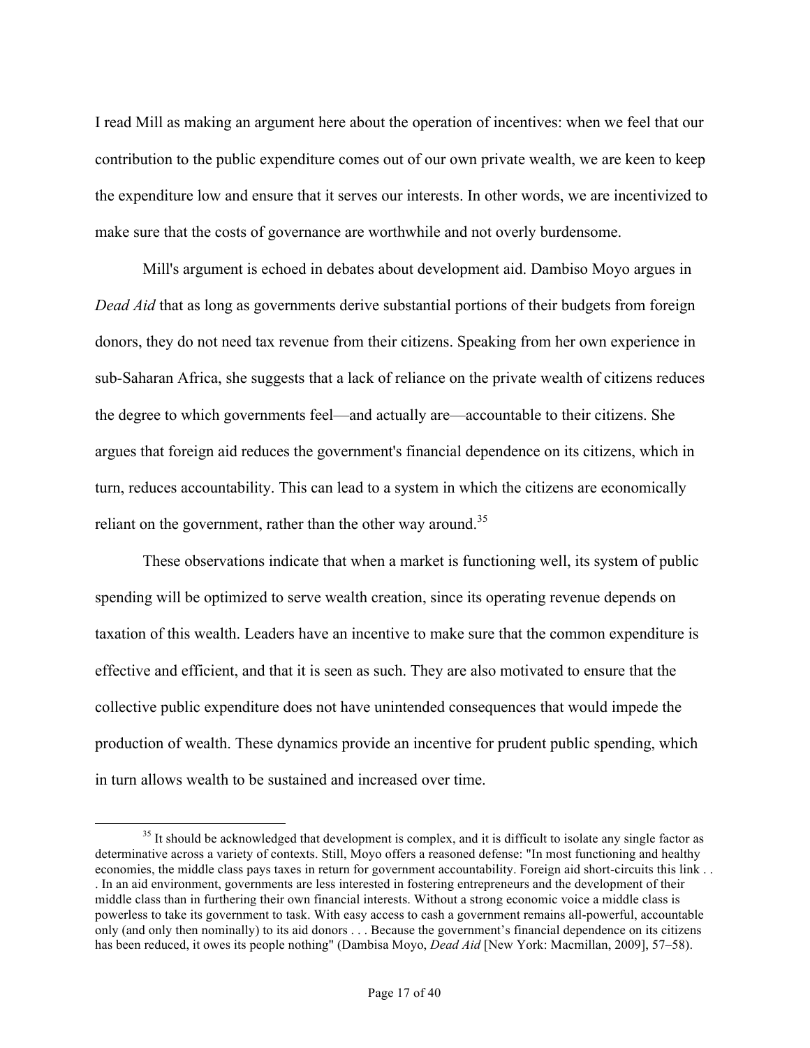I read Mill as making an argument here about the operation of incentives: when we feel that our contribution to the public expenditure comes out of our own private wealth, we are keen to keep the expenditure low and ensure that it serves our interests. In other words, we are incentivized to make sure that the costs of governance are worthwhile and not overly burdensome.

Mill's argument is echoed in debates about development aid. Dambiso Moyo argues in *Dead Aid* that as long as governments derive substantial portions of their budgets from foreign donors, they do not need tax revenue from their citizens. Speaking from her own experience in sub-Saharan Africa, she suggests that a lack of reliance on the private wealth of citizens reduces the degree to which governments feel—and actually are—accountable to their citizens. She argues that foreign aid reduces the government's financial dependence on its citizens, which in turn, reduces accountability. This can lead to a system in which the citizens are economically reliant on the government, rather than the other way around.[35]

These observations indicate that when a market is functioning well, its system of public spending will be optimized to serve wealth creation, since its operating revenue depends on taxation of this wealth. Leaders have an incentive to make sure that the common expenditure is effective and efficient, and that it is seen as such. They are also motivated to ensure that the collective public expenditure does not have unintended consequences that would impede the production of wealth. These dynamics provide an incentive for prudent public spending, which in turn allows wealth to be sustained and increased over time.

---

[35] It should be acknowledged that development is complex, and it is difficult to isolate any single factor as determinative across a variety of contexts. Still, Moyo offers a reasoned defense: "In most functioning and healthy economies, the middle class pays taxes in return for government accountability. Foreign aid short-circuits this link . . . In an aid environment, governments are less interested in fostering entrepreneurs and the development of their middle class than in furthering their own financial interests. Without a strong economic voice a middle class is powerless to take its government to task. With easy access to cash a government remains all-powerful, accountable only (and only then nominally) to its aid donors . . . Because the government's financial dependence on its citizens has been reduced, it owes its people nothing" (Dambisa Moyo, *Dead Aid* [New York: Macmillan, 2009], 57–58).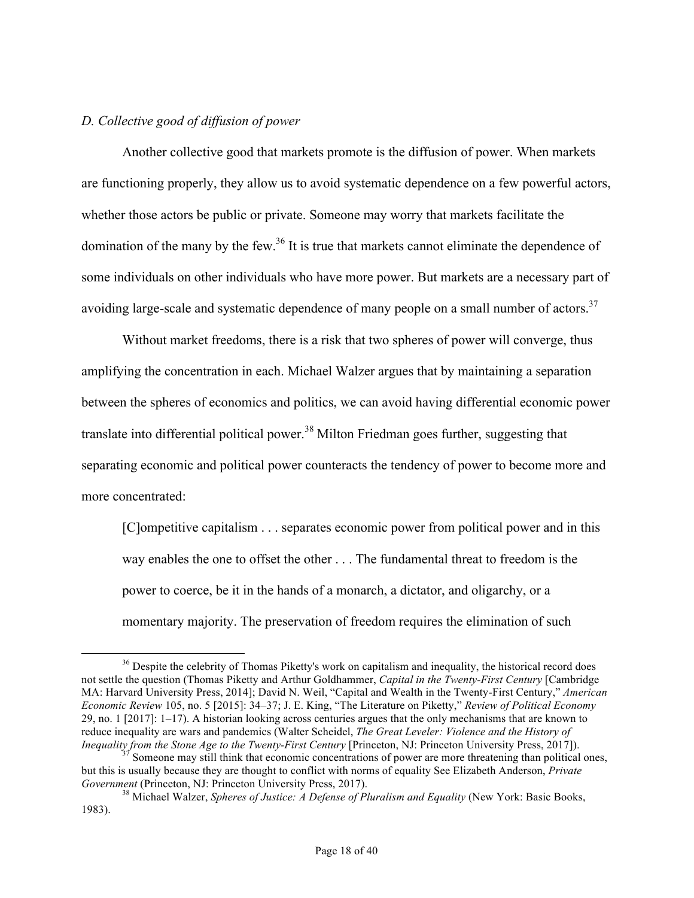*D. Collective good of diffusion of power*

Another collective good that markets promote is the diffusion of power. When markets are functioning properly, they allow us to avoid systematic dependence on a few powerful actors, whether those actors be public or private. Someone may worry that markets facilitate the domination of the many by the few.[36] It is true that markets cannot eliminate the dependence of some individuals on other individuals who have more power. But markets are a necessary part of avoiding large-scale and systematic dependence of many people on a small number of actors.[37]

Without market freedoms, there is a risk that two spheres of power will converge, thus amplifying the concentration in each. Michael Walzer argues that by maintaining a separation between the spheres of economics and politics, we can avoid having differential economic power translate into differential political power.[38] Milton Friedman goes further, suggesting that separating economic and political power counteracts the tendency of power to become more and more concentrated:

> [C]ompetitive capitalism . . . separates economic power from political power and in this way enables the one to offset the other . . . The fundamental threat to freedom is the power to coerce, be it in the hands of a monarch, a dictator, and oligarchy, or a momentary majority. The preservation of freedom requires the elimination of such

[36] Despite the celebrity of Thomas Piketty's work on capitalism and inequality, the historical record does not settle the question (Thomas Piketty and Arthur Goldhammer, *Capital in the Twenty-First Century* [Cambridge MA: Harvard University Press, 2014]; David N. Weil, "Capital and Wealth in the Twenty-First Century," *American Economic Review* 105, no. 5 [2015]: 34–37; J. E. King, "The Literature on Piketty," *Review of Political Economy* 29, no. 1 [2017]: 1–17). A historian looking across centuries argues that the only mechanisms that are known to reduce inequality are wars and pandemics (Walter Scheidel, *The Great Leveler: Violence and the History of Inequality from the Stone Age to the Twenty-First Century* [Princeton, NJ: Princeton University Press, 2017]).

[37] Someone may still think that economic concentrations of power are more threatening than political ones, but this is usually because they are thought to conflict with norms of equality See Elizabeth Anderson, *Private Government* (Princeton, NJ: Princeton University Press, 2017).

[38] Michael Walzer, *Spheres of Justice: A Defense of Pluralism and Equality* (New York: Basic Books, 1983).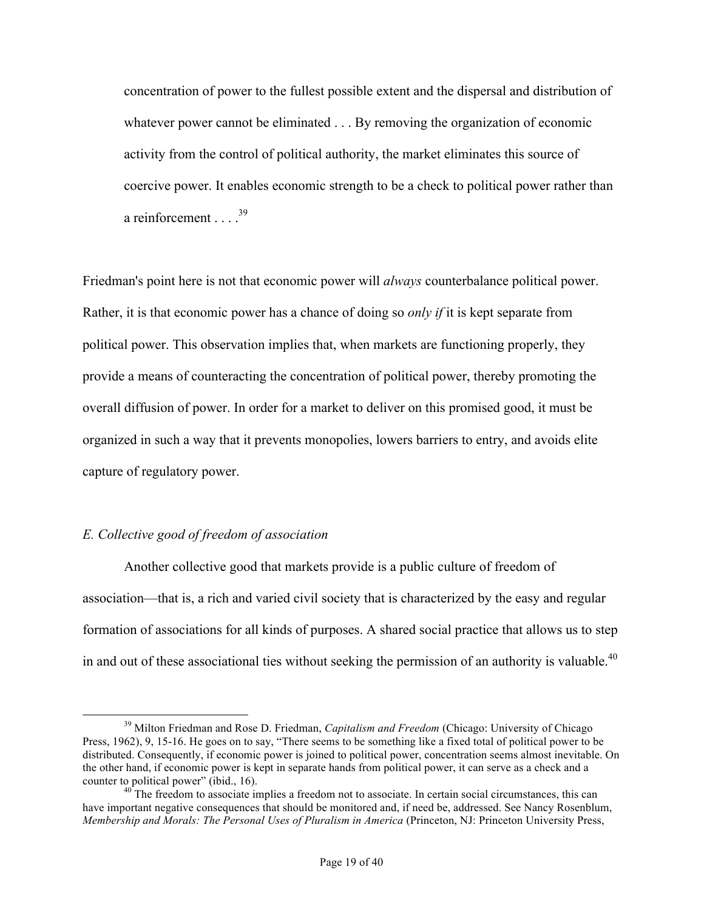> concentration of power to the fullest possible extent and the dispersal and distribution of whatever power cannot be eliminated . . . By removing the organization of economic activity from the control of political authority, the market eliminates this source of coercive power. It enables economic strength to be a check to political power rather than a reinforcement . . . .[39]

Friedman's point here is not that economic power will *always* counterbalance political power. Rather, it is that economic power has a chance of doing so *only if* it is kept separate from political power. This observation implies that, when markets are functioning properly, they provide a means of counteracting the concentration of political power, thereby promoting the overall diffusion of power. In order for a market to deliver on this promised good, it must be organized in such a way that it prevents monopolies, lowers barriers to entry, and avoids elite capture of regulatory power.

### *E. Collective good of freedom of association*

Another collective good that markets provide is a public culture of freedom of association—that is, a rich and varied civil society that is characterized by the easy and regular formation of associations for all kinds of purposes. A shared social practice that allows us to step in and out of these associational ties without seeking the permission of an authority is valuable.[40]

---

[39] Milton Friedman and Rose D. Friedman, *Capitalism and Freedom* (Chicago: University of Chicago Press, 1962), 9, 15-16. He goes on to say, "There seems to be something like a fixed total of political power to be distributed. Consequently, if economic power is joined to political power, concentration seems almost inevitable. On the other hand, if economic power is kept in separate hands from political power, it can serve as a check and a counter to political power" (ibid., 16).

[40] The freedom to associate implies a freedom not to associate. In certain social circumstances, this can have important negative consequences that should be monitored and, if need be, addressed. See Nancy Rosenblum, *Membership and Morals: The Personal Uses of Pluralism in America* (Princeton, NJ: Princeton University Press,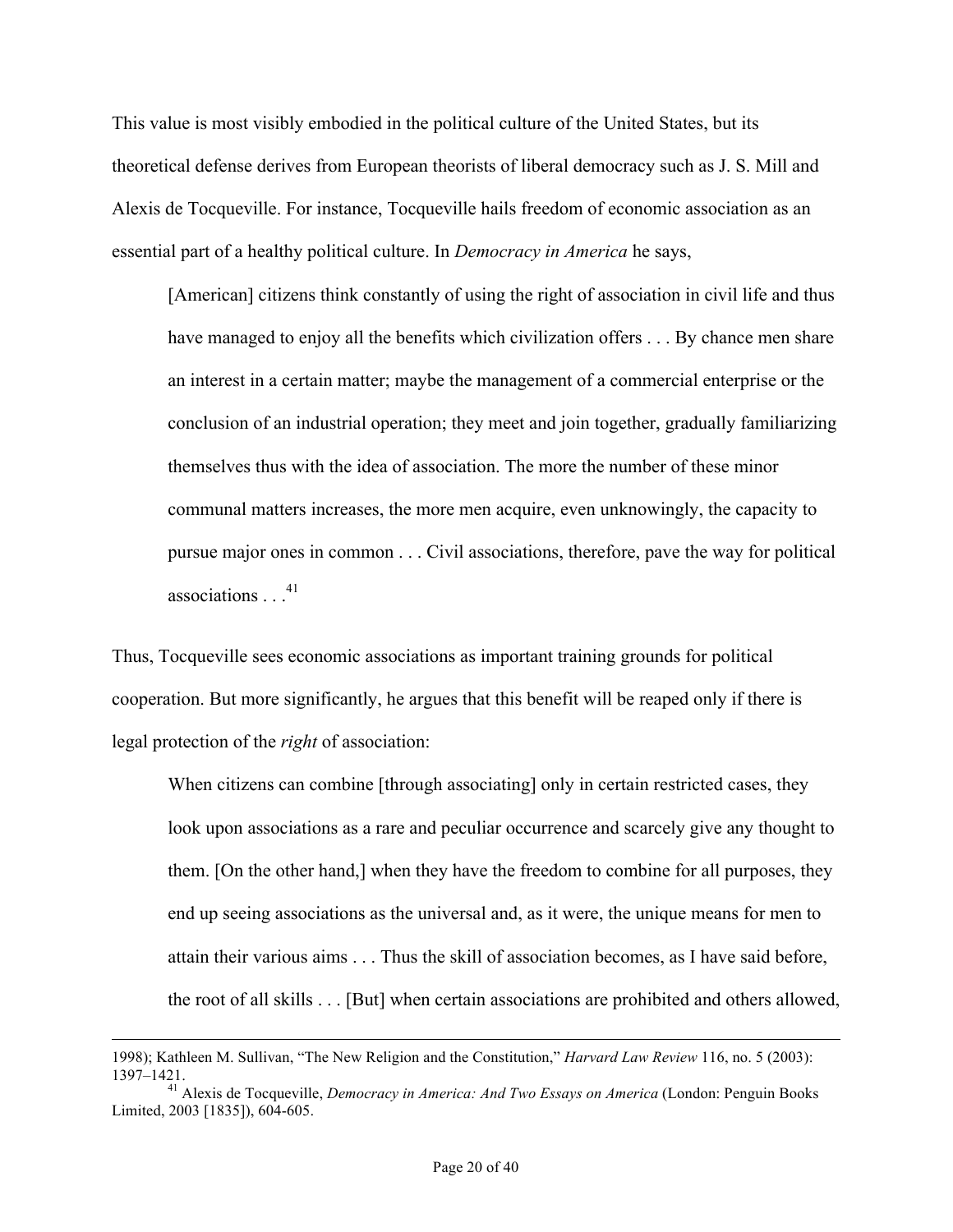This value is most visibly embodied in the political culture of the United States, but its theoretical defense derives from European theorists of liberal democracy such as J. S. Mill and Alexis de Tocqueville. For instance, Tocqueville hails freedom of economic association as an essential part of a healthy political culture. In *Democracy in America* he says,

> [American] citizens think constantly of using the right of association in civil life and thus have managed to enjoy all the benefits which civilization offers . . . By chance men share an interest in a certain matter; maybe the management of a commercial enterprise or the conclusion of an industrial operation; they meet and join together, gradually familiarizing themselves thus with the idea of association. The more the number of these minor communal matters increases, the more men acquire, even unknowingly, the capacity to pursue major ones in common . . . Civil associations, therefore, pave the way for political associations . . .[41]

Thus, Tocqueville sees economic associations as important training grounds for political cooperation. But more significantly, he argues that this benefit will be reaped only if there is legal protection of the *right* of association:

> When citizens can combine [through associating] only in certain restricted cases, they look upon associations as a rare and peculiar occurrence and scarcely give any thought to them. [On the other hand,] when they have the freedom to combine for all purposes, they end up seeing associations as the universal and, as it were, the unique means for men to attain their various aims . . . Thus the skill of association becomes, as I have said before, the root of all skills . . . [But] when certain associations are prohibited and others allowed,

---

1998); Kathleen M. Sullivan, "The New Religion and the Constitution," *Harvard Law Review* 116, no. 5 (2003): 1397–1421.

[41] Alexis de Tocqueville, *Democracy in America: And Two Essays on America* (London: Penguin Books Limited, 2003 [1835]), 604-605.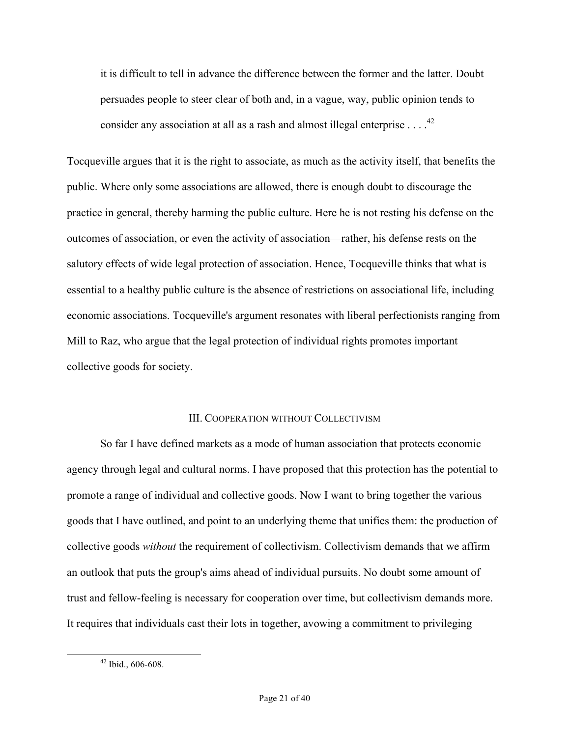> it is difficult to tell in advance the difference between the former and the latter. Doubt persuades people to steer clear of both and, in a vague, way, public opinion tends to consider any association at all as a rash and almost illegal enterprise . . . .[42]

Tocqueville argues that it is the right to associate, as much as the activity itself, that benefits the public. Where only some associations are allowed, there is enough doubt to discourage the practice in general, thereby harming the public culture. Here he is not resting his defense on the outcomes of association, or even the activity of association—rather, his defense rests on the salutory effects of wide legal protection of association. Hence, Tocqueville thinks that what is essential to a healthy public culture is the absence of restrictions on associational life, including economic associations. Tocqueville's argument resonates with liberal perfectionists ranging from Mill to Raz, who argue that the legal protection of individual rights promotes important collective goods for society.

## III. Cooperation without Collectivism

So far I have defined markets as a mode of human association that protects economic agency through legal and cultural norms. I have proposed that this protection has the potential to promote a range of individual and collective goods. Now I want to bring together the various goods that I have outlined, and point to an underlying theme that unifies them: the production of collective goods *without* the requirement of collectivism. Collectivism demands that we affirm an outlook that puts the group's aims ahead of individual pursuits. No doubt some amount of trust and fellow-feeling is necessary for cooperation over time, but collectivism demands more. It requires that individuals cast their lots in together, avowing a commitment to privileging

[42] Ibid., 606-608.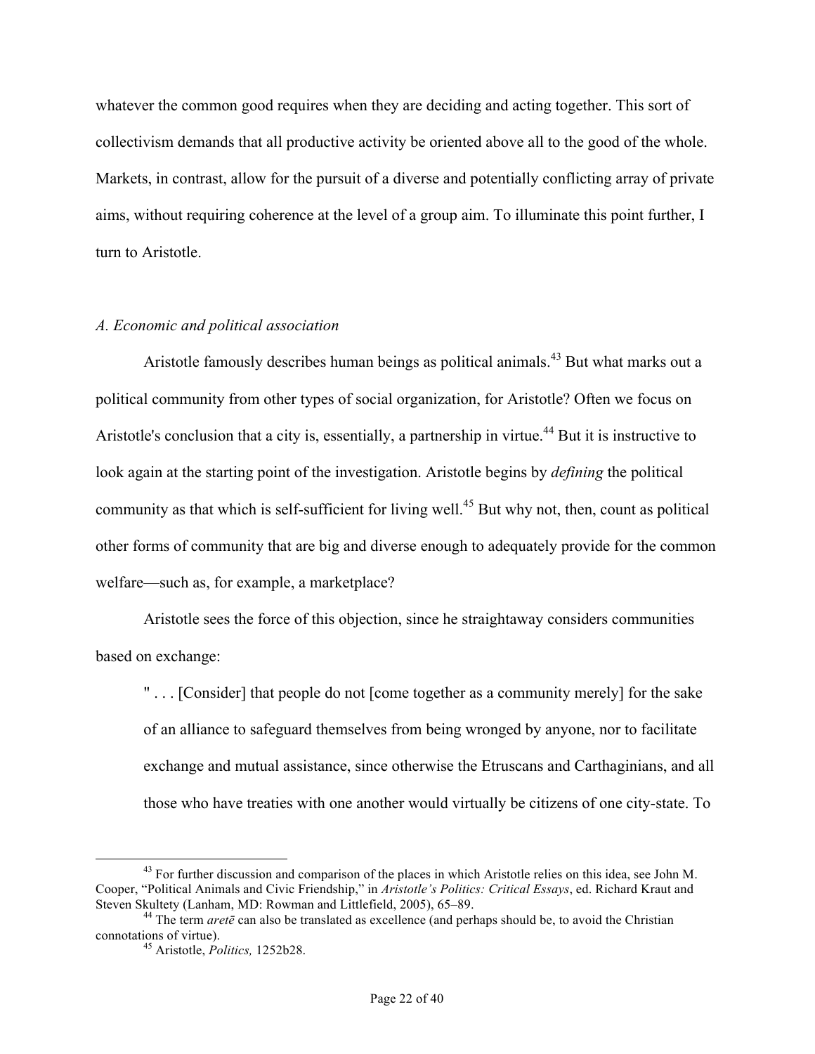whatever the common good requires when they are deciding and acting together. This sort of collectivism demands that all productive activity be oriented above all to the good of the whole. Markets, in contrast, allow for the pursuit of a diverse and potentially conflicting array of private aims, without requiring coherence at the level of a group aim. To illuminate this point further, I turn to Aristotle.

### *A. Economic and political association*

Aristotle famously describes human beings as political animals.[43] But what marks out a political community from other types of social organization, for Aristotle? Often we focus on Aristotle's conclusion that a city is, essentially, a partnership in virtue.[44] But it is instructive to look again at the starting point of the investigation. Aristotle begins by *defining* the political community as that which is self-sufficient for living well.[45] But why not, then, count as political other forms of community that are big and diverse enough to adequately provide for the common welfare—such as, for example, a marketplace?

Aristotle sees the force of this objection, since he straightaway considers communities based on exchange:

> " . . . [Consider] that people do not [come together as a community merely] for the sake of an alliance to safeguard themselves from being wronged by anyone, nor to facilitate exchange and mutual assistance, since otherwise the Etruscans and Carthaginians, and all those who have treaties with one another would virtually be citizens of one city-state. To

---

[43] For further discussion and comparison of the places in which Aristotle relies on this idea, see John M. Cooper, "Political Animals and Civic Friendship," in *Aristotle's Politics: Critical Essays*, ed. Richard Kraut and Steven Skultety (Lanham, MD: Rowman and Littlefield, 2005), 65–89.

[44] The term *aretē* can also be translated as excellence (and perhaps should be, to avoid the Christian connotations of virtue).

[45] Aristotle, *Politics,* 1252b28.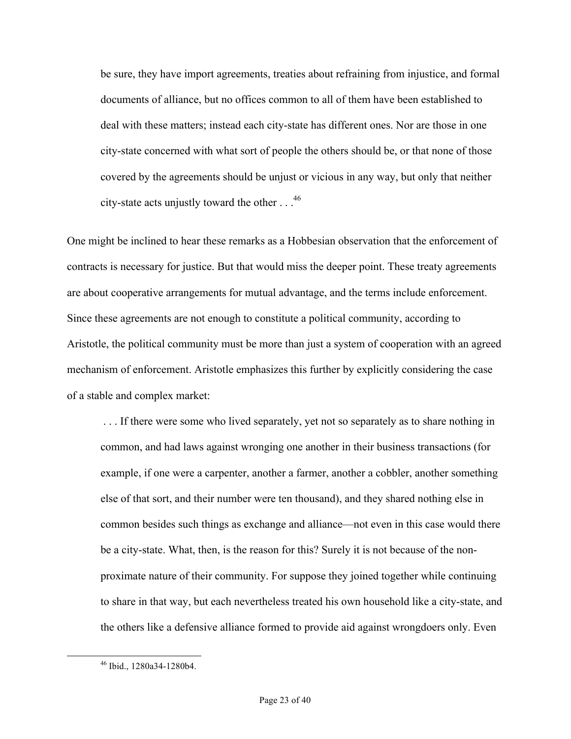> be sure, they have import agreements, treaties about refraining from injustice, and formal documents of alliance, but no offices common to all of them have been established to deal with these matters; instead each city-state has different ones. Nor are those in one city-state concerned with what sort of people the others should be, or that none of those covered by the agreements should be unjust or vicious in any way, but only that neither city-state acts unjustly toward the other . . .[46]

One might be inclined to hear these remarks as a Hobbesian observation that the enforcement of contracts is necessary for justice. But that would miss the deeper point. These treaty agreements are about cooperative arrangements for mutual advantage, and the terms include enforcement. Since these agreements are not enough to constitute a political community, according to Aristotle, the political community must be more than just a system of cooperation with an agreed mechanism of enforcement. Aristotle emphasizes this further by explicitly considering the case of a stable and complex market:

> . . . If there were some who lived separately, yet not so separately as to share nothing in common, and had laws against wronging one another in their business transactions (for example, if one were a carpenter, another a farmer, another a cobbler, another something else of that sort, and their number were ten thousand), and they shared nothing else in common besides such things as exchange and alliance—not even in this case would there be a city-state. What, then, is the reason for this? Surely it is not because of the non-proximate nature of their community. For suppose they joined together while continuing to share in that way, but each nevertheless treated his own household like a city-state, and the others like a defensive alliance formed to provide aid against wrongdoers only. Even

[46] Ibid., 1280a34-1280b4.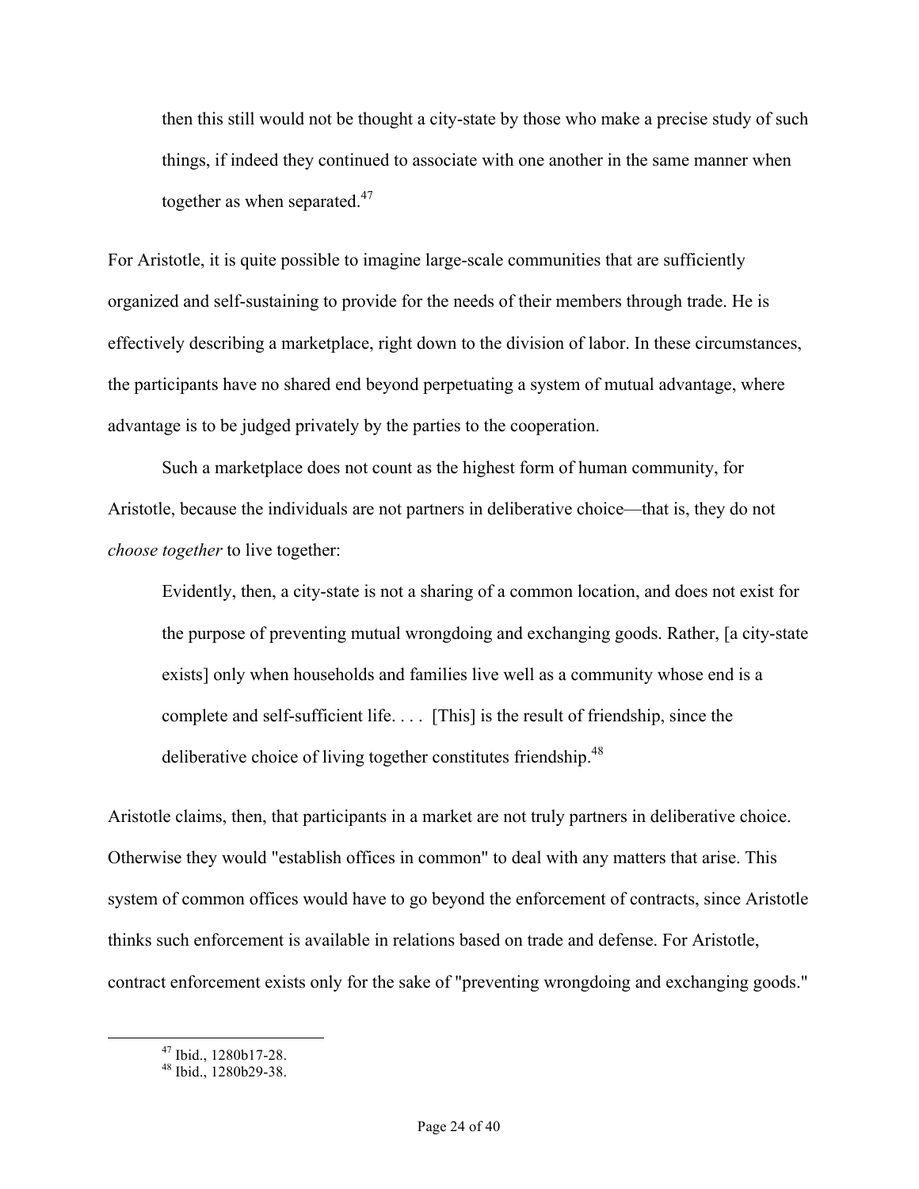> then this still would not be thought a city-state by those who make a precise study of such things, if indeed they continued to associate with one another in the same manner when together as when separated.[47]

For Aristotle, it is quite possible to imagine large-scale communities that are sufficiently organized and self-sustaining to provide for the needs of their members through trade. He is effectively describing a marketplace, right down to the division of labor. In these circumstances, the participants have no shared end beyond perpetuating a system of mutual advantage, where advantage is to be judged privately by the parties to the cooperation.

Such a marketplace does not count as the highest form of human community, for Aristotle, because the individuals are not partners in deliberative choice—that is, they do not *choose together* to live together:

> Evidently, then, a city-state is not a sharing of a common location, and does not exist for the purpose of preventing mutual wrongdoing and exchanging goods. Rather, [a city-state exists] only when households and families live well as a community whose end is a complete and self-sufficient life. . . . [This] is the result of friendship, since the deliberative choice of living together constitutes friendship.[48]

Aristotle claims, then, that participants in a market are not truly partners in deliberative choice. Otherwise they would "establish offices in common" to deal with any matters that arise. This system of common offices would have to go beyond the enforcement of contracts, since Aristotle thinks such enforcement is available in relations based on trade and defense. For Aristotle, contract enforcement exists only for the sake of "preventing wrongdoing and exchanging goods."

---

[47] Ibid., 1280b17-28.

[48] Ibid., 1280b29-38.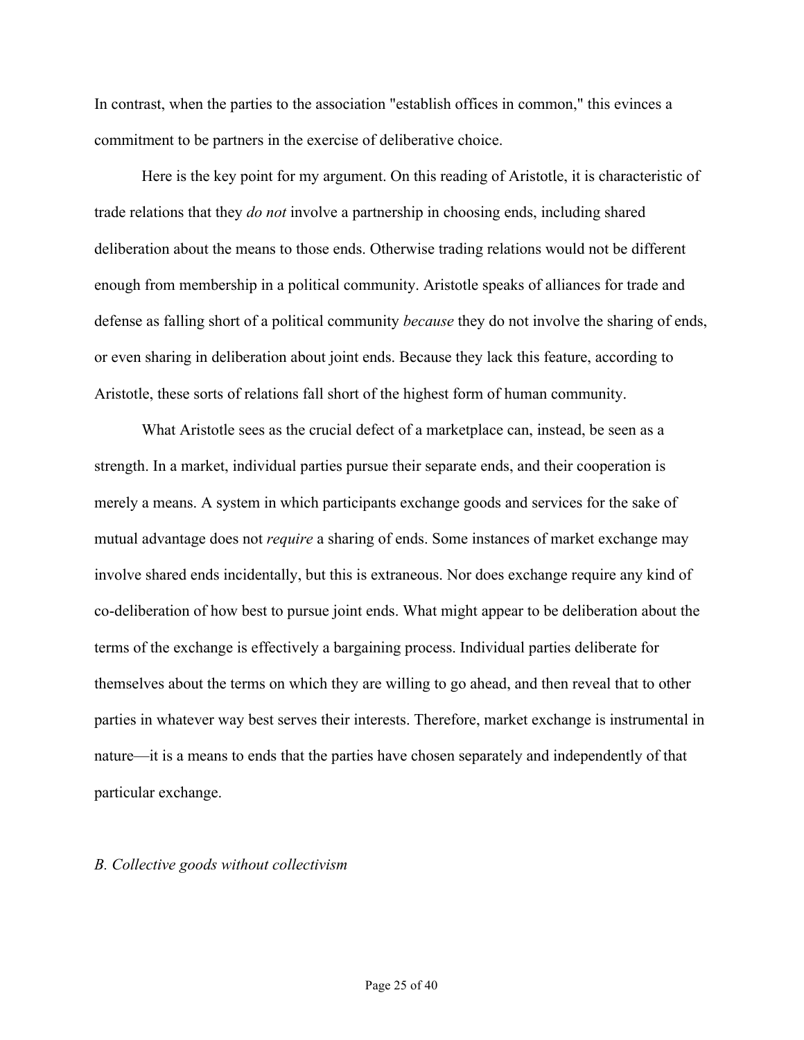In contrast, when the parties to the association "establish offices in common," this evinces a commitment to be partners in the exercise of deliberative choice.

Here is the key point for my argument. On this reading of Aristotle, it is characteristic of trade relations that they *do not* involve a partnership in choosing ends, including shared deliberation about the means to those ends. Otherwise trading relations would not be different enough from membership in a political community. Aristotle speaks of alliances for trade and defense as falling short of a political community *because* they do not involve the sharing of ends, or even sharing in deliberation about joint ends. Because they lack this feature, according to Aristotle, these sorts of relations fall short of the highest form of human community.

What Aristotle sees as the crucial defect of a marketplace can, instead, be seen as a strength. In a market, individual parties pursue their separate ends, and their cooperation is merely a means. A system in which participants exchange goods and services for the sake of mutual advantage does not *require* a sharing of ends. Some instances of market exchange may involve shared ends incidentally, but this is extraneous. Nor does exchange require any kind of co-deliberation of how best to pursue joint ends. What might appear to be deliberation about the terms of the exchange is effectively a bargaining process. Individual parties deliberate for themselves about the terms on which they are willing to go ahead, and then reveal that to other parties in whatever way best serves their interests. Therefore, market exchange is instrumental in nature—it is a means to ends that the parties have chosen separately and independently of that particular exchange.

### *B. Collective goods without collectivism*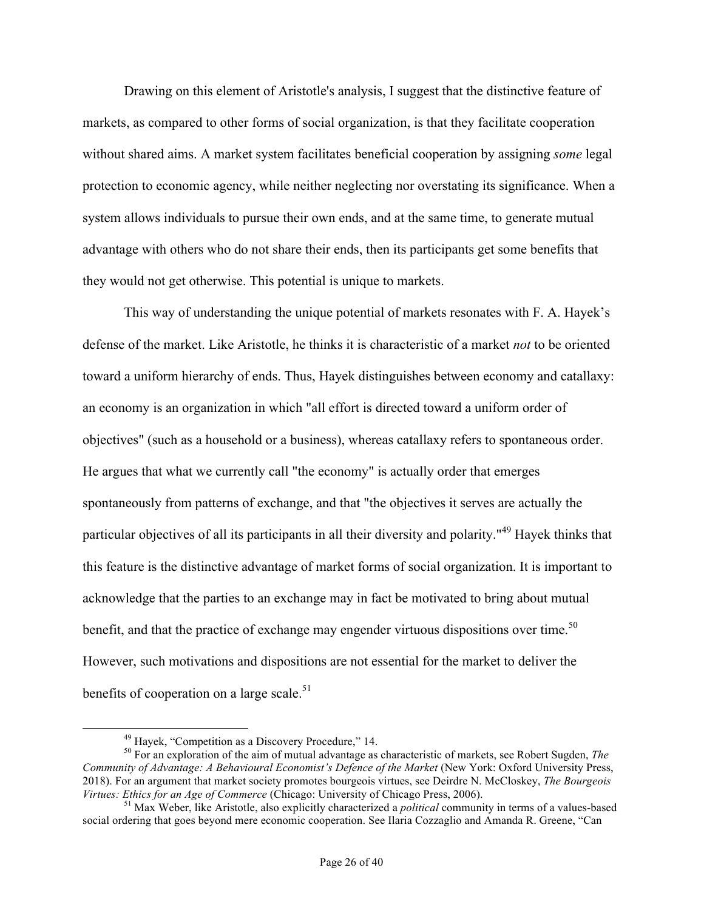Drawing on this element of Aristotle's analysis, I suggest that the distinctive feature of markets, as compared to other forms of social organization, is that they facilitate cooperation without shared aims. A market system facilitates beneficial cooperation by assigning *some* legal protection to economic agency, while neither neglecting nor overstating its significance. When a system allows individuals to pursue their own ends, and at the same time, to generate mutual advantage with others who do not share their ends, then its participants get some benefits that they would not get otherwise. This potential is unique to markets.

This way of understanding the unique potential of markets resonates with F. A. Hayek's defense of the market. Like Aristotle, he thinks it is characteristic of a market *not* to be oriented toward a uniform hierarchy of ends. Thus, Hayek distinguishes between economy and catallaxy: an economy is an organization in which "all effort is directed toward a uniform order of objectives" (such as a household or a business), whereas catallaxy refers to spontaneous order. He argues that what we currently call "the economy" is actually order that emerges spontaneously from patterns of exchange, and that "the objectives it serves are actually the particular objectives of all its participants in all their diversity and polarity."[49] Hayek thinks that this feature is the distinctive advantage of market forms of social organization. It is important to acknowledge that the parties to an exchange may in fact be motivated to bring about mutual benefit, and that the practice of exchange may engender virtuous dispositions over time.[50] However, such motivations and dispositions are not essential for the market to deliver the benefits of cooperation on a large scale.[51]

---

[49] Hayek, "Competition as a Discovery Procedure," 14.

[50] For an exploration of the aim of mutual advantage as characteristic of markets, see Robert Sugden, *The Community of Advantage: A Behavioural Economist's Defence of the Market* (New York: Oxford University Press, 2018). For an argument that market society promotes bourgeois virtues, see Deirdre N. McCloskey, *The Bourgeois Virtues: Ethics for an Age of Commerce* (Chicago: University of Chicago Press, 2006).

[51] Max Weber, like Aristotle, also explicitly characterized a *political* community in terms of a values-based social ordering that goes beyond mere economic cooperation. See Ilaria Cozzaglio and Amanda R. Greene, "Can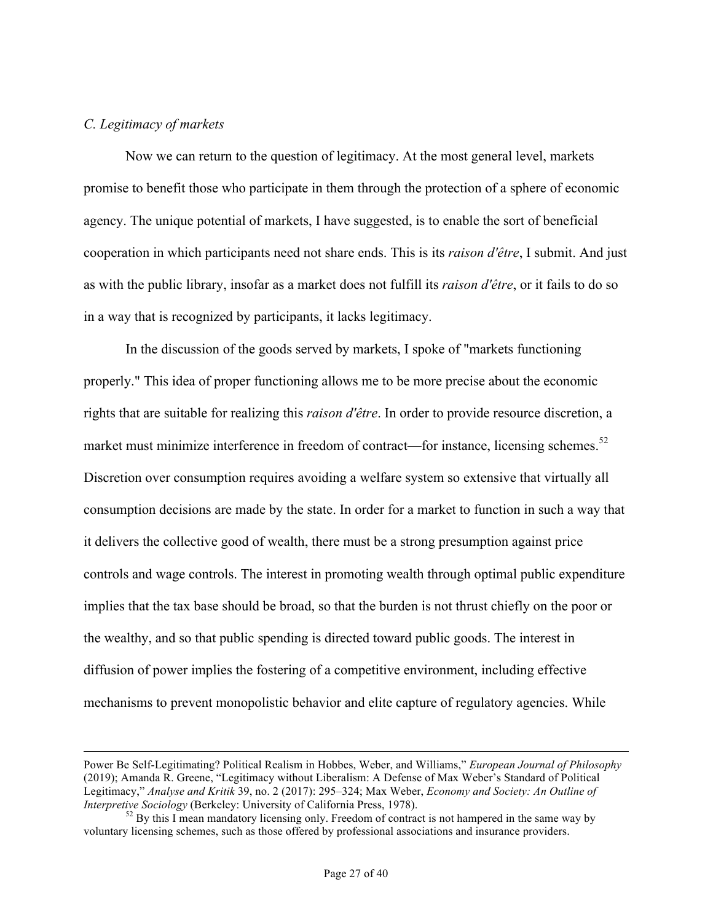*C. Legitimacy of markets*

Now we can return to the question of legitimacy. At the most general level, markets promise to benefit those who participate in them through the protection of a sphere of economic agency. The unique potential of markets, I have suggested, is to enable the sort of beneficial cooperation in which participants need not share ends. This is its *raison d'être*, I submit. And just as with the public library, insofar as a market does not fulfill its *raison d'être*, or it fails to do so in a way that is recognized by participants, it lacks legitimacy.

In the discussion of the goods served by markets, I spoke of "markets functioning properly." This idea of proper functioning allows me to be more precise about the economic rights that are suitable for realizing this *raison d'être*. In order to provide resource discretion, a market must minimize interference in freedom of contract—for instance, licensing schemes.[52] Discretion over consumption requires avoiding a welfare system so extensive that virtually all consumption decisions are made by the state. In order for a market to function in such a way that it delivers the collective good of wealth, there must be a strong presumption against price controls and wage controls. The interest in promoting wealth through optimal public expenditure implies that the tax base should be broad, so that the burden is not thrust chiefly on the poor or the wealthy, and so that public spending is directed toward public goods. The interest in diffusion of power implies the fostering of a competitive environment, including effective mechanisms to prevent monopolistic behavior and elite capture of regulatory agencies. While

---

Power Be Self-Legitimating? Political Realism in Hobbes, Weber, and Williams," *European Journal of Philosophy* (2019); Amanda R. Greene, "Legitimacy without Liberalism: A Defense of Max Weber's Standard of Political Legitimacy," *Analyse and Kritik* 39, no. 2 (2017): 295–324; Max Weber, *Economy and Society: An Outline of Interpretive Sociology* (Berkeley: University of California Press, 1978).

[52] By this I mean mandatory licensing only. Freedom of contract is not hampered in the same way by voluntary licensing schemes, such as those offered by professional associations and insurance providers.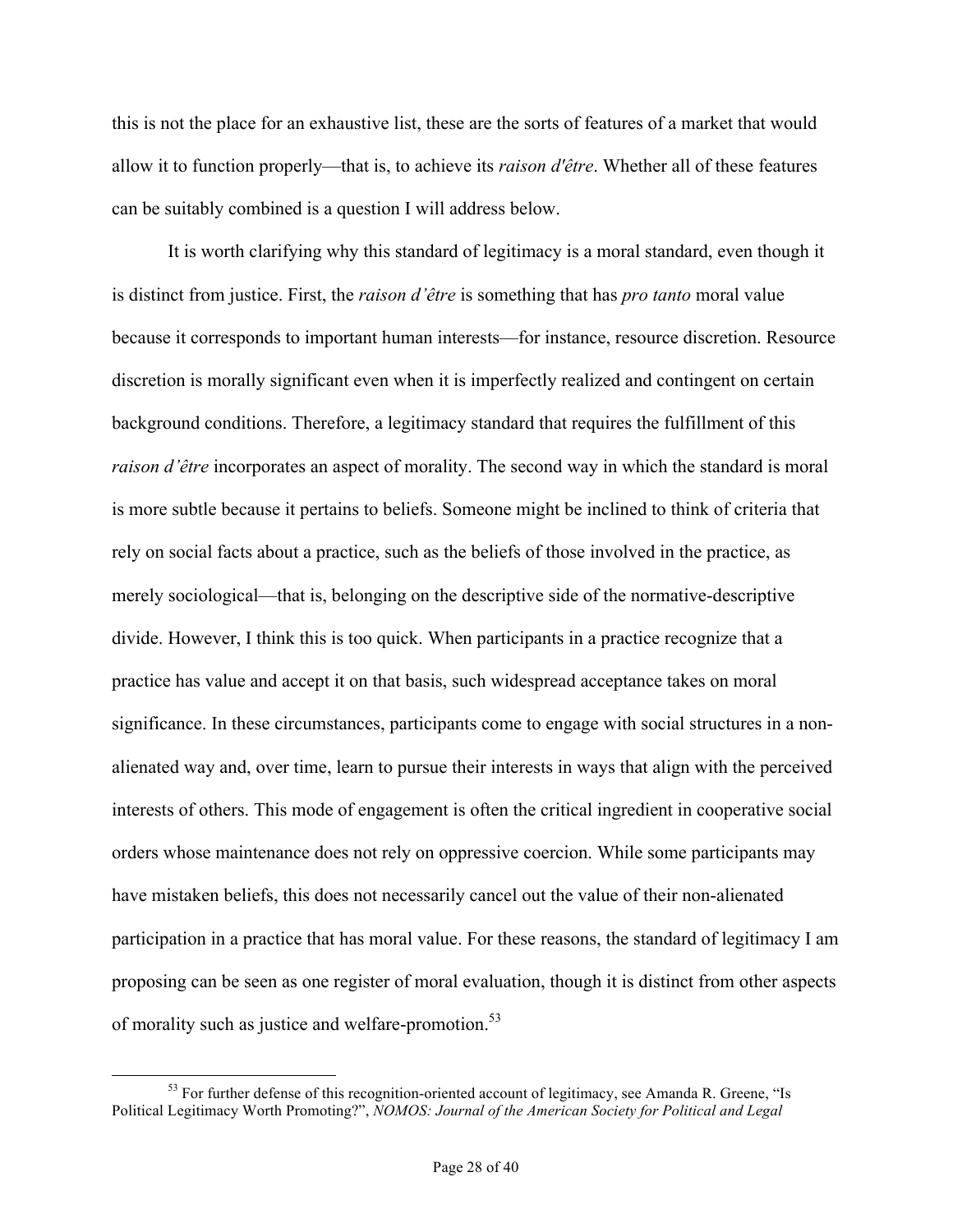this is not the place for an exhaustive list, these are the sorts of features of a market that would allow it to function properly—that is, to achieve its *raison d'être*. Whether all of these features can be suitably combined is a question I will address below.

It is worth clarifying why this standard of legitimacy is a moral standard, even though it is distinct from justice. First, the *raison d'être* is something that has *pro tanto* moral value because it corresponds to important human interests—for instance, resource discretion. Resource discretion is morally significant even when it is imperfectly realized and contingent on certain background conditions. Therefore, a legitimacy standard that requires the fulfillment of this *raison d'être* incorporates an aspect of morality. The second way in which the standard is moral is more subtle because it pertains to beliefs. Someone might be inclined to think of criteria that rely on social facts about a practice, such as the beliefs of those involved in the practice, as merely sociological—that is, belonging on the descriptive side of the normative-descriptive divide. However, I think this is too quick. When participants in a practice recognize that a practice has value and accept it on that basis, such widespread acceptance takes on moral significance. In these circumstances, participants come to engage with social structures in a non-alienated way and, over time, learn to pursue their interests in ways that align with the perceived interests of others. This mode of engagement is often the critical ingredient in cooperative social orders whose maintenance does not rely on oppressive coercion. While some participants may have mistaken beliefs, this does not necessarily cancel out the value of their non-alienated participation in a practice that has moral value. For these reasons, the standard of legitimacy I am proposing can be seen as one register of moral evaluation, though it is distinct from other aspects of morality such as justice and welfare-promotion.[53]

---

[53] For further defense of this recognition-oriented account of legitimacy, see Amanda R. Greene, "Is Political Legitimacy Worth Promoting?", *NOMOS: Journal of the American Society for Political and Legal*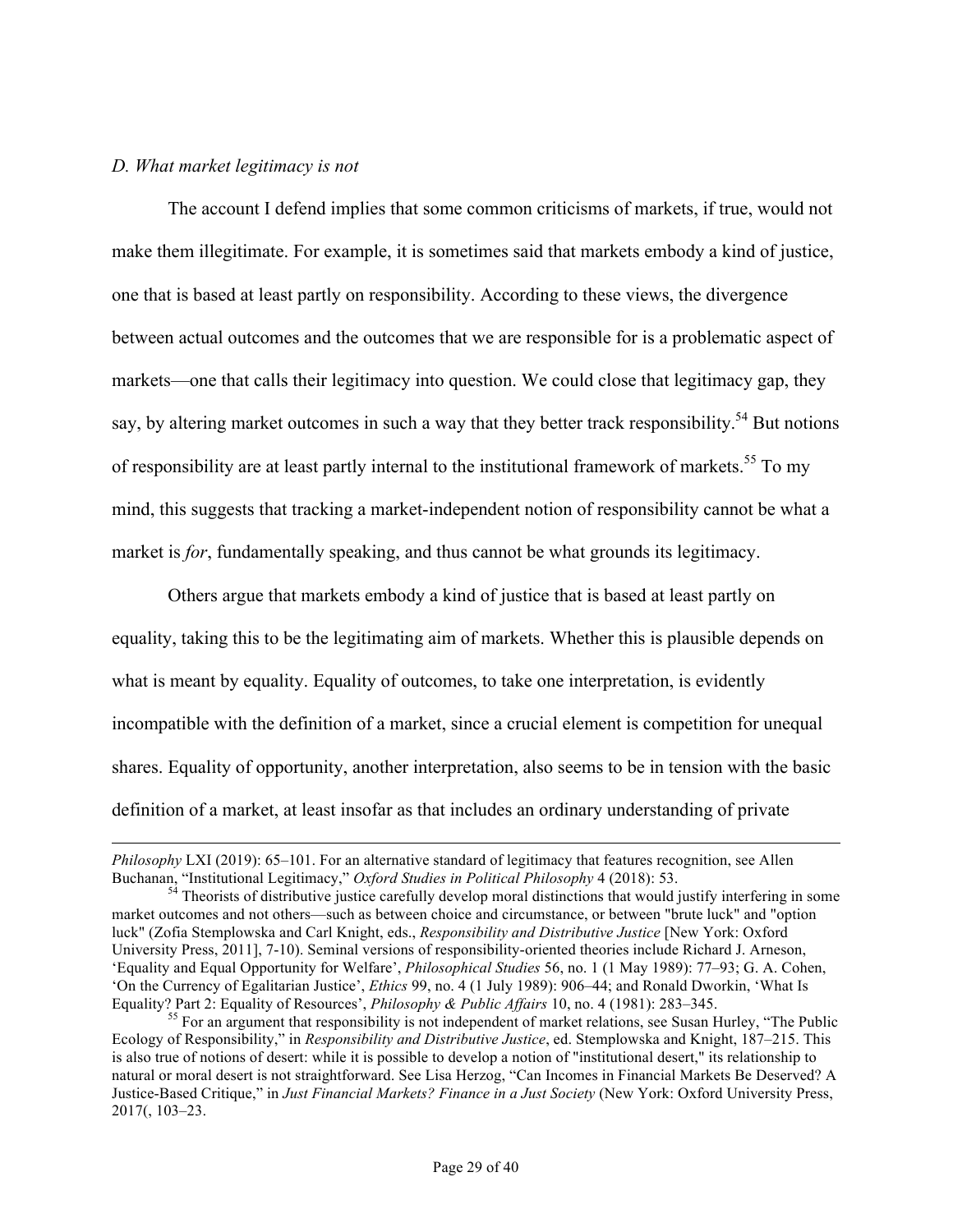*D. What market legitimacy is not*

The account I defend implies that some common criticisms of markets, if true, would not make them illegitimate. For example, it is sometimes said that markets embody a kind of justice, one that is based at least partly on responsibility. According to these views, the divergence between actual outcomes and the outcomes that we are responsible for is a problematic aspect of markets—one that calls their legitimacy into question. We could close that legitimacy gap, they say, by altering market outcomes in such a way that they better track responsibility.[54] But notions of responsibility are at least partly internal to the institutional framework of markets.[55] To my mind, this suggests that tracking a market-independent notion of responsibility cannot be what a market is *for*, fundamentally speaking, and thus cannot be what grounds its legitimacy.

Others argue that markets embody a kind of justice that is based at least partly on equality, taking this to be the legitimating aim of markets. Whether this is plausible depends on what is meant by equality. Equality of outcomes, to take one interpretation, is evidently incompatible with the definition of a market, since a crucial element is competition for unequal shares. Equality of opportunity, another interpretation, also seems to be in tension with the basic definition of a market, at least insofar as that includes an ordinary understanding of private

---

*Philosophy* LXI (2019): 65–101. For an alternative standard of legitimacy that features recognition, see Allen Buchanan, "Institutional Legitimacy," *Oxford Studies in Political Philosophy* 4 (2018): 53.

[54] Theorists of distributive justice carefully develop moral distinctions that would justify interfering in some market outcomes and not others—such as between choice and circumstance, or between "brute luck" and "option luck" (Zofia Stemplowska and Carl Knight, eds., *Responsibility and Distributive Justice* [New York: Oxford University Press, 2011], 7-10). Seminal versions of responsibility-oriented theories include Richard J. Arneson, 'Equality and Equal Opportunity for Welfare', *Philosophical Studies* 56, no. 1 (1 May 1989): 77–93; G. A. Cohen, 'On the Currency of Egalitarian Justice', *Ethics* 99, no. 4 (1 July 1989): 906–44; and Ronald Dworkin, 'What Is Equality? Part 2: Equality of Resources', *Philosophy & Public Affairs* 10, no. 4 (1981): 283–345.

[55] For an argument that responsibility is not independent of market relations, see Susan Hurley, "The Public Ecology of Responsibility," in *Responsibility and Distributive Justice*, ed. Stemplowska and Knight, 187–215. This is also true of notions of desert: while it is possible to develop a notion of "institutional desert," its relationship to natural or moral desert is not straightforward. See Lisa Herzog, "Can Incomes in Financial Markets Be Deserved? A Justice-Based Critique," in *Just Financial Markets? Finance in a Just Society* (New York: Oxford University Press, 2017(, 103–23.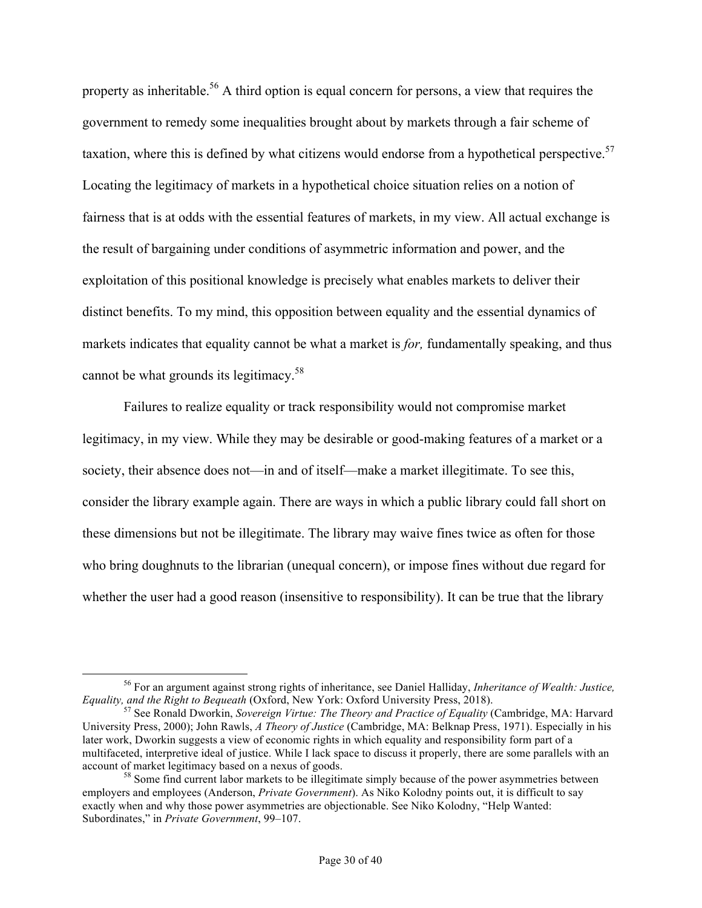property as inheritable.[56] A third option is equal concern for persons, a view that requires the government to remedy some inequalities brought about by markets through a fair scheme of taxation, where this is defined by what citizens would endorse from a hypothetical perspective.[57] Locating the legitimacy of markets in a hypothetical choice situation relies on a notion of fairness that is at odds with the essential features of markets, in my view. All actual exchange is the result of bargaining under conditions of asymmetric information and power, and the exploitation of this positional knowledge is precisely what enables markets to deliver their distinct benefits. To my mind, this opposition between equality and the essential dynamics of markets indicates that equality cannot be what a market is *for,* fundamentally speaking, and thus cannot be what grounds its legitimacy.[58]

Failures to realize equality or track responsibility would not compromise market legitimacy, in my view. While they may be desirable or good-making features of a market or a society, their absence does not—in and of itself—make a market illegitimate. To see this, consider the library example again. There are ways in which a public library could fall short on these dimensions but not be illegitimate. The library may waive fines twice as often for those who bring doughnuts to the librarian (unequal concern), or impose fines without due regard for whether the user had a good reason (insensitive to responsibility). It can be true that the library

---

[56] For an argument against strong rights of inheritance, see Daniel Halliday, *Inheritance of Wealth: Justice, Equality, and the Right to Bequeath* (Oxford, New York: Oxford University Press, 2018).

[57] See Ronald Dworkin, *Sovereign Virtue: The Theory and Practice of Equality* (Cambridge, MA: Harvard University Press, 2000); John Rawls, *A Theory of Justice* (Cambridge, MA: Belknap Press, 1971). Especially in his later work, Dworkin suggests a view of economic rights in which equality and responsibility form part of a multifaceted, interpretive ideal of justice. While I lack space to discuss it properly, there are some parallels with an account of market legitimacy based on a nexus of goods.

[58] Some find current labor markets to be illegitimate simply because of the power asymmetries between employers and employees (Anderson, *Private Government*). As Niko Kolodny points out, it is difficult to say exactly when and why those power asymmetries are objectionable. See Niko Kolodny, "Help Wanted: Subordinates," in *Private Government*, 99–107.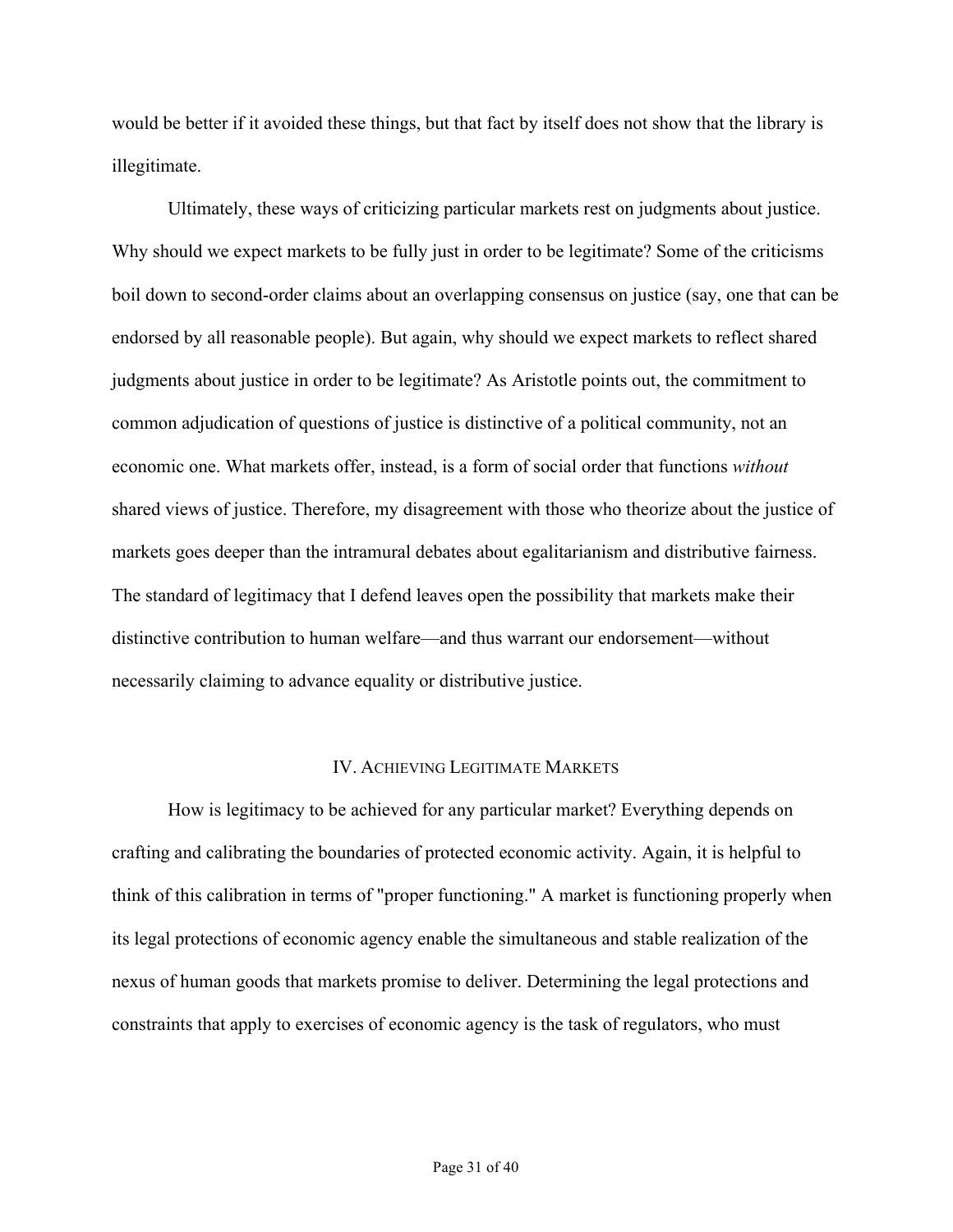would be better if it avoided these things, but that fact by itself does not show that the library is illegitimate.

Ultimately, these ways of criticizing particular markets rest on judgments about justice. Why should we expect markets to be fully just in order to be legitimate? Some of the criticisms boil down to second-order claims about an overlapping consensus on justice (say, one that can be endorsed by all reasonable people). But again, why should we expect markets to reflect shared judgments about justice in order to be legitimate? As Aristotle points out, the commitment to common adjudication of questions of justice is distinctive of a political community, not an economic one. What markets offer, instead, is a form of social order that functions *without* shared views of justice. Therefore, my disagreement with those who theorize about the justice of markets goes deeper than the intramural debates about egalitarianism and distributive fairness. The standard of legitimacy that I defend leaves open the possibility that markets make their distinctive contribution to human welfare—and thus warrant our endorsement—without necessarily claiming to advance equality or distributive justice.

## IV. Achieving Legitimate Markets

How is legitimacy to be achieved for any particular market? Everything depends on crafting and calibrating the boundaries of protected economic activity. Again, it is helpful to think of this calibration in terms of "proper functioning." A market is functioning properly when its legal protections of economic agency enable the simultaneous and stable realization of the nexus of human goods that markets promise to deliver. Determining the legal protections and constraints that apply to exercises of economic agency is the task of regulators, who must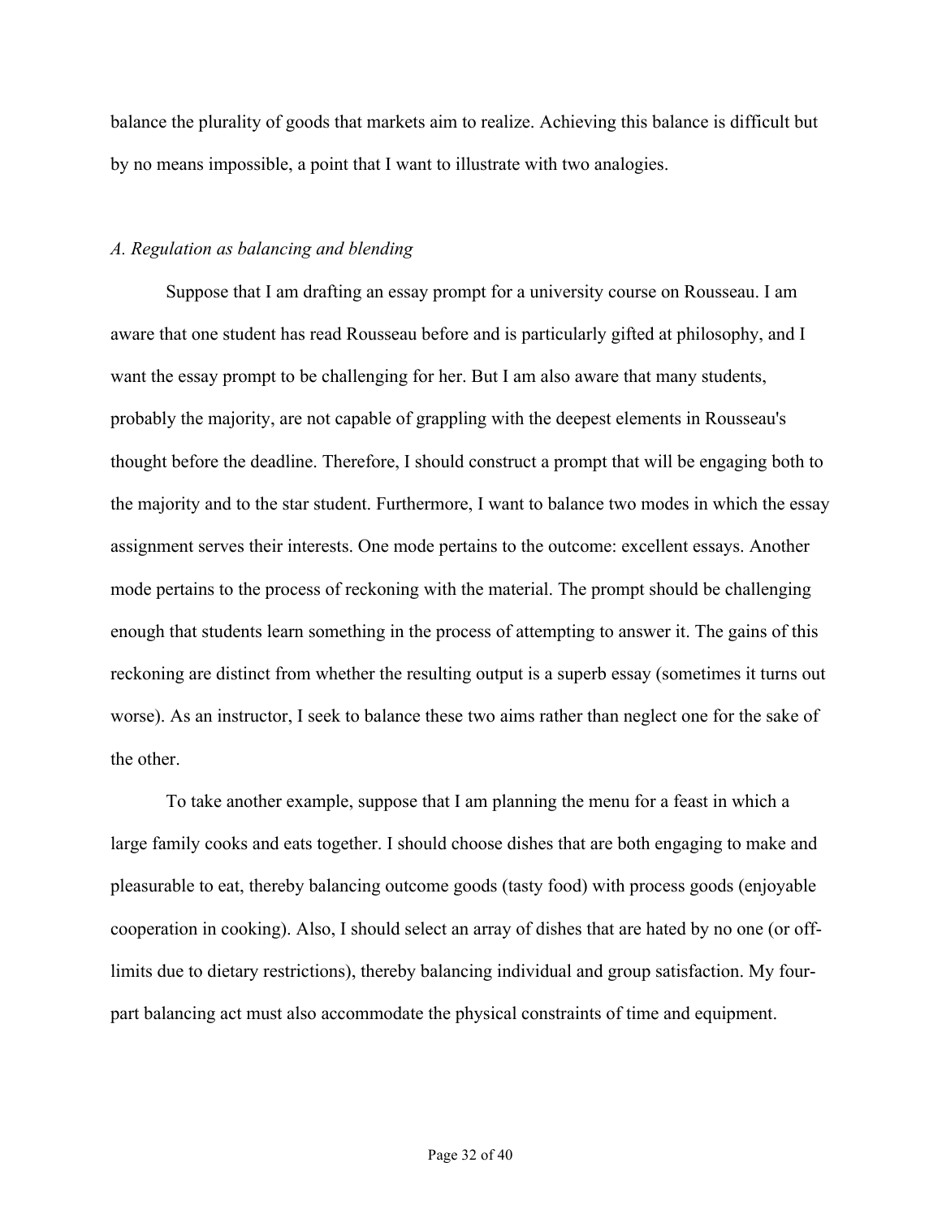balance the plurality of goods that markets aim to realize. Achieving this balance is difficult but by no means impossible, a point that I want to illustrate with two analogies.

### *A. Regulation as balancing and blending*

Suppose that I am drafting an essay prompt for a university course on Rousseau. I am aware that one student has read Rousseau before and is particularly gifted at philosophy, and I want the essay prompt to be challenging for her. But I am also aware that many students, probably the majority, are not capable of grappling with the deepest elements in Rousseau's thought before the deadline. Therefore, I should construct a prompt that will be engaging both to the majority and to the star student. Furthermore, I want to balance two modes in which the essay assignment serves their interests. One mode pertains to the outcome: excellent essays. Another mode pertains to the process of reckoning with the material. The prompt should be challenging enough that students learn something in the process of attempting to answer it. The gains of this reckoning are distinct from whether the resulting output is a superb essay (sometimes it turns out worse). As an instructor, I seek to balance these two aims rather than neglect one for the sake of the other.

To take another example, suppose that I am planning the menu for a feast in which a large family cooks and eats together. I should choose dishes that are both engaging to make and pleasurable to eat, thereby balancing outcome goods (tasty food) with process goods (enjoyable cooperation in cooking). Also, I should select an array of dishes that are hated by no one (or off-limits due to dietary restrictions), thereby balancing individual and group satisfaction. My four-part balancing act must also accommodate the physical constraints of time and equipment.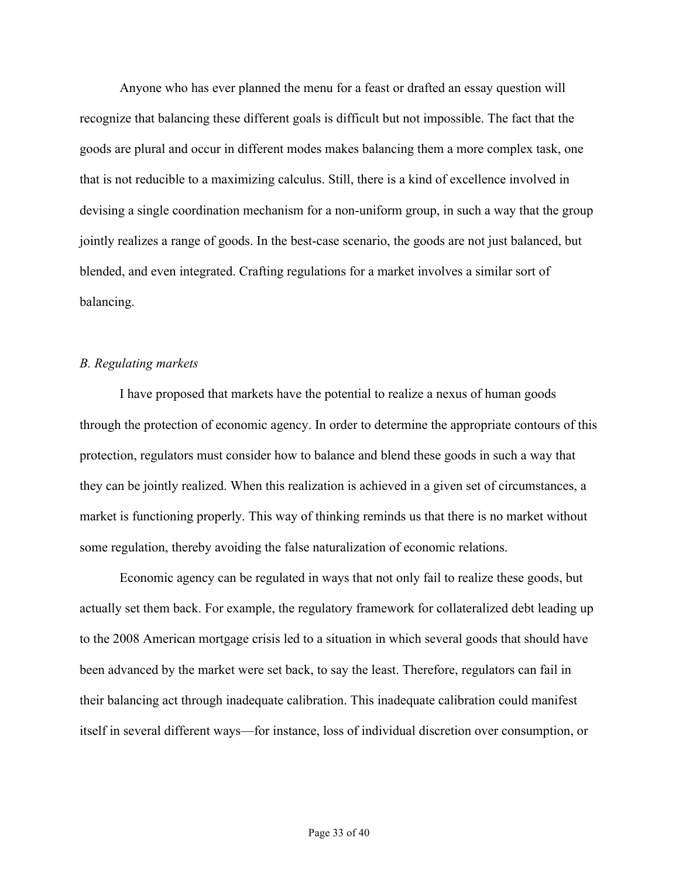Anyone who has ever planned the menu for a feast or drafted an essay question will recognize that balancing these different goals is difficult but not impossible. The fact that the goods are plural and occur in different modes makes balancing them a more complex task, one that is not reducible to a maximizing calculus. Still, there is a kind of excellence involved in devising a single coordination mechanism for a non-uniform group, in such a way that the group jointly realizes a range of goods. In the best-case scenario, the goods are not just balanced, but blended, and even integrated. Crafting regulations for a market involves a similar sort of balancing.

*B. Regulating markets*

I have proposed that markets have the potential to realize a nexus of human goods through the protection of economic agency. In order to determine the appropriate contours of this protection, regulators must consider how to balance and blend these goods in such a way that they can be jointly realized. When this realization is achieved in a given set of circumstances, a market is functioning properly. This way of thinking reminds us that there is no market without some regulation, thereby avoiding the false naturalization of economic relations.

Economic agency can be regulated in ways that not only fail to realize these goods, but actually set them back. For example, the regulatory framework for collateralized debt leading up to the 2008 American mortgage crisis led to a situation in which several goods that should have been advanced by the market were set back, to say the least. Therefore, regulators can fail in their balancing act through inadequate calibration. This inadequate calibration could manifest itself in several different ways—for instance, loss of individual discretion over consumption, or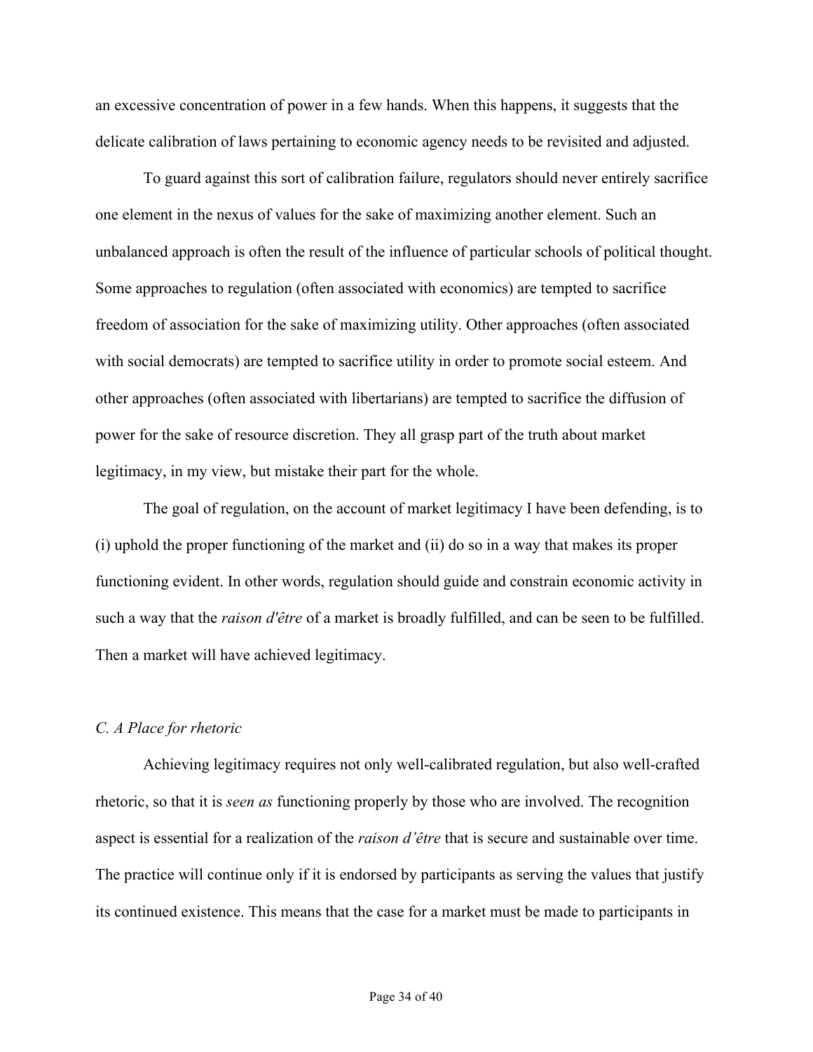an excessive concentration of power in a few hands. When this happens, it suggests that the delicate calibration of laws pertaining to economic agency needs to be revisited and adjusted.

To guard against this sort of calibration failure, regulators should never entirely sacrifice one element in the nexus of values for the sake of maximizing another element. Such an unbalanced approach is often the result of the influence of particular schools of political thought. Some approaches to regulation (often associated with economics) are tempted to sacrifice freedom of association for the sake of maximizing utility. Other approaches (often associated with social democrats) are tempted to sacrifice utility in order to promote social esteem. And other approaches (often associated with libertarians) are tempted to sacrifice the diffusion of power for the sake of resource discretion. They all grasp part of the truth about market legitimacy, in my view, but mistake their part for the whole.

The goal of regulation, on the account of market legitimacy I have been defending, is to (i) uphold the proper functioning of the market and (ii) do so in a way that makes its proper functioning evident. In other words, regulation should guide and constrain economic activity in such a way that the *raison d'être* of a market is broadly fulfilled, and can be seen to be fulfilled. Then a market will have achieved legitimacy.

### *C. A Place for rhetoric*

Achieving legitimacy requires not only well-calibrated regulation, but also well-crafted rhetoric, so that it is *seen as* functioning properly by those who are involved. The recognition aspect is essential for a realization of the *raison d'être* that is secure and sustainable over time. The practice will continue only if it is endorsed by participants as serving the values that justify its continued existence. This means that the case for a market must be made to participants in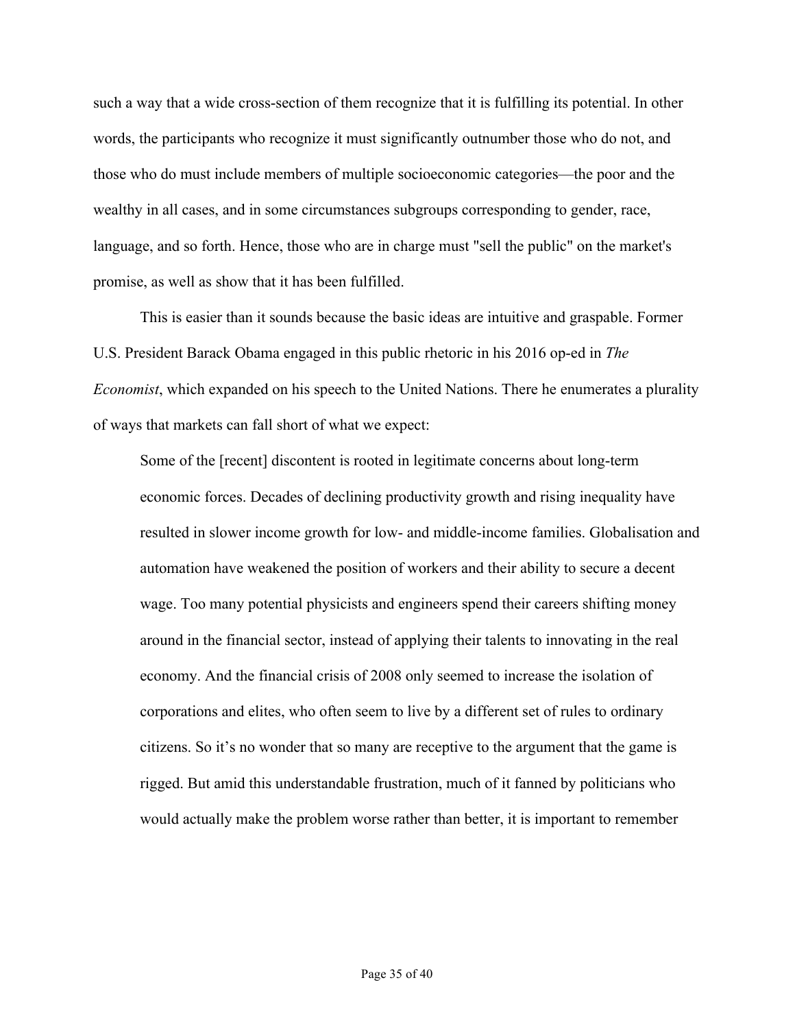such a way that a wide cross-section of them recognize that it is fulfilling its potential. In other words, the participants who recognize it must significantly outnumber those who do not, and those who do must include members of multiple socioeconomic categories—the poor and the wealthy in all cases, and in some circumstances subgroups corresponding to gender, race, language, and so forth. Hence, those who are in charge must "sell the public" on the market's promise, as well as show that it has been fulfilled.

This is easier than it sounds because the basic ideas are intuitive and graspable. Former U.S. President Barack Obama engaged in this public rhetoric in his 2016 op-ed in *The Economist*, which expanded on his speech to the United Nations. There he enumerates a plurality of ways that markets can fall short of what we expect:

> Some of the [recent] discontent is rooted in legitimate concerns about long-term economic forces. Decades of declining productivity growth and rising inequality have resulted in slower income growth for low- and middle-income families. Globalisation and automation have weakened the position of workers and their ability to secure a decent wage. Too many potential physicists and engineers spend their careers shifting money around in the financial sector, instead of applying their talents to innovating in the real economy. And the financial crisis of 2008 only seemed to increase the isolation of corporations and elites, who often seem to live by a different set of rules to ordinary citizens. So it's no wonder that so many are receptive to the argument that the game is rigged. But amid this understandable frustration, much of it fanned by politicians who would actually make the problem worse rather than better, it is important to remember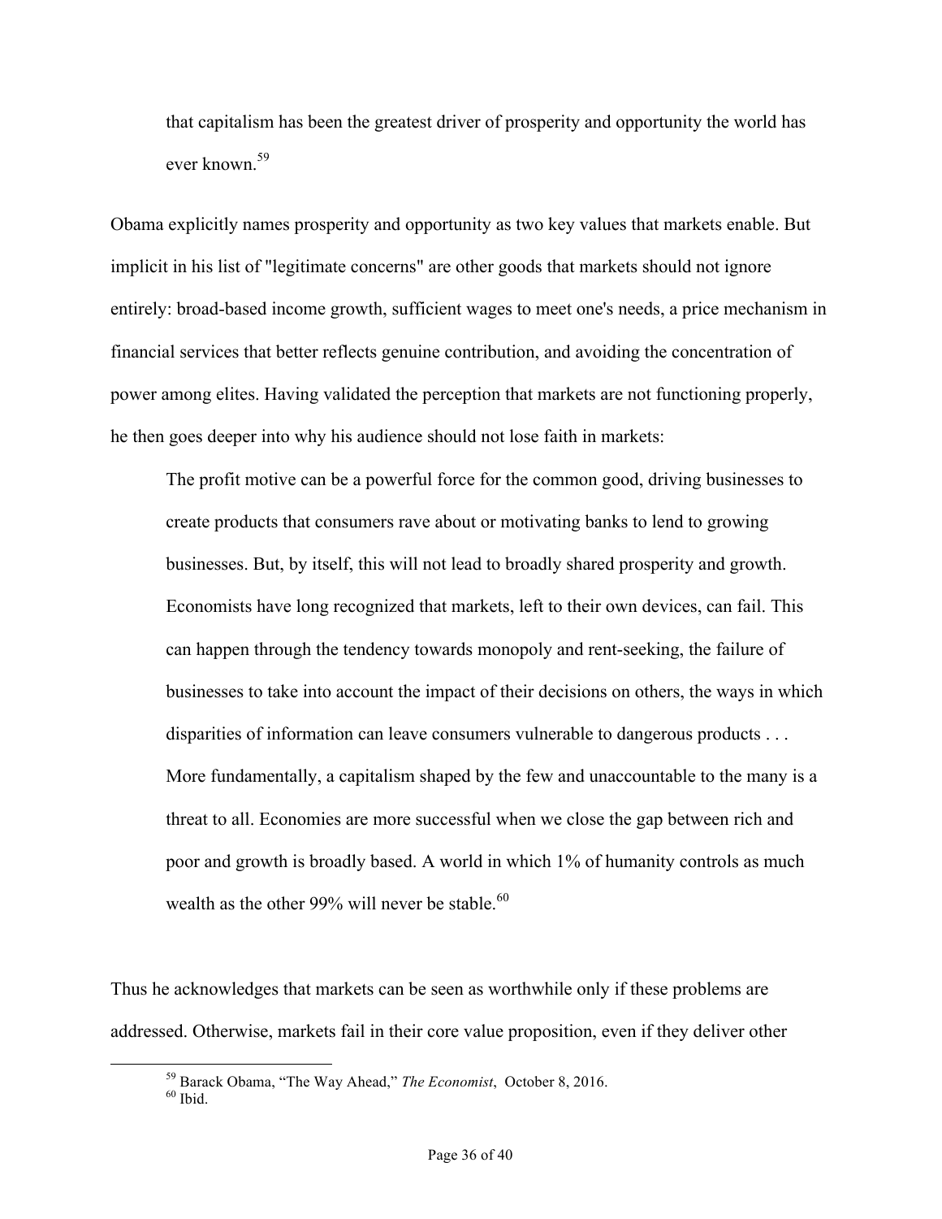> that capitalism has been the greatest driver of prosperity and opportunity the world has ever known.[59]

Obama explicitly names prosperity and opportunity as two key values that markets enable. But implicit in his list of "legitimate concerns" are other goods that markets should not ignore entirely: broad-based income growth, sufficient wages to meet one's needs, a price mechanism in financial services that better reflects genuine contribution, and avoiding the concentration of power among elites. Having validated the perception that markets are not functioning properly, he then goes deeper into why his audience should not lose faith in markets:

> The profit motive can be a powerful force for the common good, driving businesses to create products that consumers rave about or motivating banks to lend to growing businesses. But, by itself, this will not lead to broadly shared prosperity and growth. Economists have long recognized that markets, left to their own devices, can fail. This can happen through the tendency towards monopoly and rent-seeking, the failure of businesses to take into account the impact of their decisions on others, the ways in which disparities of information can leave consumers vulnerable to dangerous products . . . More fundamentally, a capitalism shaped by the few and unaccountable to the many is a threat to all. Economies are more successful when we close the gap between rich and poor and growth is broadly based. A world in which 1% of humanity controls as much wealth as the other 99% will never be stable.[60]

Thus he acknowledges that markets can be seen as worthwhile only if these problems are addressed. Otherwise, markets fail in their core value proposition, even if they deliver other

---

[59] Barack Obama, "The Way Ahead," *The Economist*, October 8, 2016.

[60] Ibid.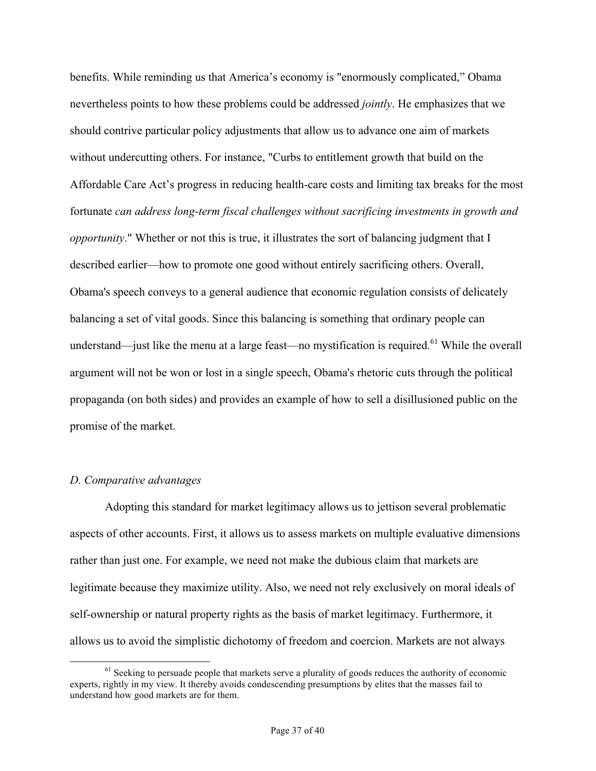benefits. While reminding us that America's economy is "enormously complicated," Obama nevertheless points to how these problems could be addressed *jointly*. He emphasizes that we should contrive particular policy adjustments that allow us to advance one aim of markets without undercutting others. For instance, "Curbs to entitlement growth that build on the Affordable Care Act's progress in reducing health-care costs and limiting tax breaks for the most fortunate *can address long-term fiscal challenges without sacrificing investments in growth and opportunity*." Whether or not this is true, it illustrates the sort of balancing judgment that I described earlier—how to promote one good without entirely sacrificing others. Overall, Obama's speech conveys to a general audience that economic regulation consists of delicately balancing a set of vital goods. Since this balancing is something that ordinary people can understand—just like the menu at a large feast—no mystification is required.[61] While the overall argument will not be won or lost in a single speech, Obama's rhetoric cuts through the political propaganda (on both sides) and provides an example of how to sell a disillusioned public on the promise of the market.

*D. Comparative advantages*

Adopting this standard for market legitimacy allows us to jettison several problematic aspects of other accounts. First, it allows us to assess markets on multiple evaluative dimensions rather than just one. For example, we need not make the dubious claim that markets are legitimate because they maximize utility. Also, we need not rely exclusively on moral ideals of self-ownership or natural property rights as the basis of market legitimacy. Furthermore, it allows us to avoid the simplistic dichotomy of freedom and coercion. Markets are not always

---

[61] Seeking to persuade people that markets serve a plurality of goods reduces the authority of economic experts, rightly in my view. It thereby avoids condescending presumptions by elites that the masses fail to understand how good markets are for them.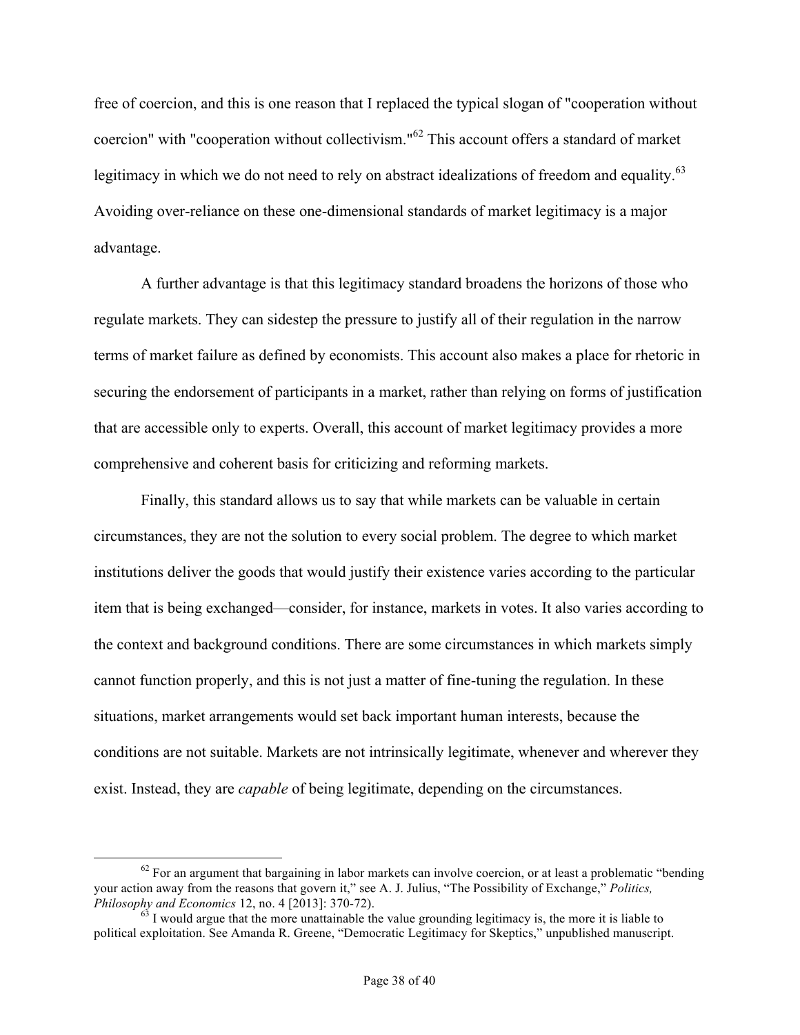free of coercion, and this is one reason that I replaced the typical slogan of "cooperation without coercion" with "cooperation without collectivism."[62] This account offers a standard of market legitimacy in which we do not need to rely on abstract idealizations of freedom and equality.[63] Avoiding over-reliance on these one-dimensional standards of market legitimacy is a major advantage.

A further advantage is that this legitimacy standard broadens the horizons of those who regulate markets. They can sidestep the pressure to justify all of their regulation in the narrow terms of market failure as defined by economists. This account also makes a place for rhetoric in securing the endorsement of participants in a market, rather than relying on forms of justification that are accessible only to experts. Overall, this account of market legitimacy provides a more comprehensive and coherent basis for criticizing and reforming markets.

Finally, this standard allows us to say that while markets can be valuable in certain circumstances, they are not the solution to every social problem. The degree to which market institutions deliver the goods that would justify their existence varies according to the particular item that is being exchanged—consider, for instance, markets in votes. It also varies according to the context and background conditions. There are some circumstances in which markets simply cannot function properly, and this is not just a matter of fine-tuning the regulation. In these situations, market arrangements would set back important human interests, because the conditions are not suitable. Markets are not intrinsically legitimate, whenever and wherever they exist. Instead, they are *capable* of being legitimate, depending on the circumstances.

---

[62] For an argument that bargaining in labor markets can involve coercion, or at least a problematic "bending your action away from the reasons that govern it," see A. J. Julius, "The Possibility of Exchange," *Politics, Philosophy and Economics* 12, no. 4 [2013]: 370-72).

[63] I would argue that the more unattainable the value grounding legitimacy is, the more it is liable to political exploitation. See Amanda R. Greene, "Democratic Legitimacy for Skeptics," unpublished manuscript.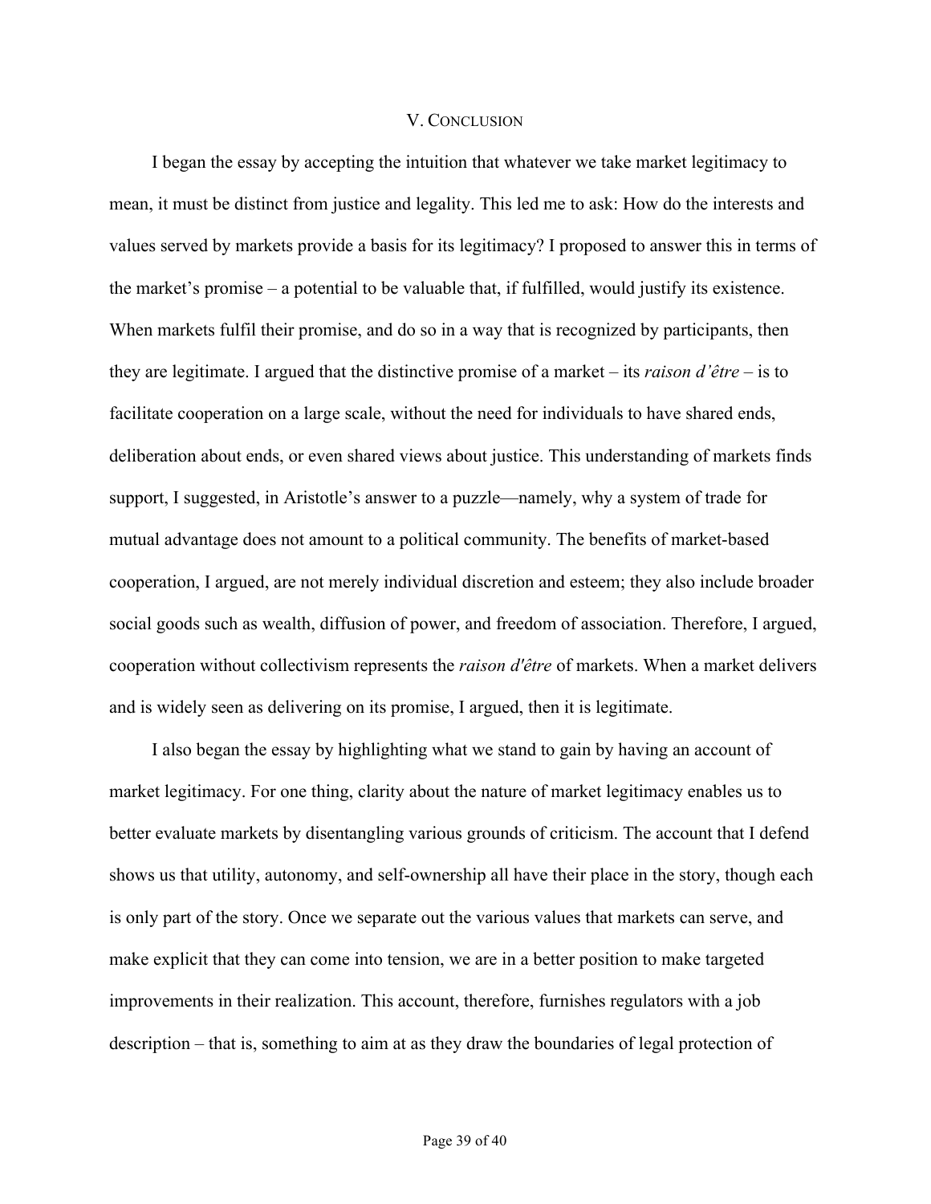## V. Conclusion

I began the essay by accepting the intuition that whatever we take market legitimacy to mean, it must be distinct from justice and legality. This led me to ask: How do the interests and values served by markets provide a basis for its legitimacy? I proposed to answer this in terms of the market's promise – a potential to be valuable that, if fulfilled, would justify its existence. When markets fulfil their promise, and do so in a way that is recognized by participants, then they are legitimate. I argued that the distinctive promise of a market – its *raison d'être* – is to facilitate cooperation on a large scale, without the need for individuals to have shared ends, deliberation about ends, or even shared views about justice. This understanding of markets finds support, I suggested, in Aristotle's answer to a puzzle—namely, why a system of trade for mutual advantage does not amount to a political community. The benefits of market-based cooperation, I argued, are not merely individual discretion and esteem; they also include broader social goods such as wealth, diffusion of power, and freedom of association. Therefore, I argued, cooperation without collectivism represents the *raison d'être* of markets. When a market delivers and is widely seen as delivering on its promise, I argued, then it is legitimate.

I also began the essay by highlighting what we stand to gain by having an account of market legitimacy. For one thing, clarity about the nature of market legitimacy enables us to better evaluate markets by disentangling various grounds of criticism. The account that I defend shows us that utility, autonomy, and self-ownership all have their place in the story, though each is only part of the story. Once we separate out the various values that markets can serve, and make explicit that they can come into tension, we are in a better position to make targeted improvements in their realization. This account, therefore, furnishes regulators with a job description – that is, something to aim at as they draw the boundaries of legal protection of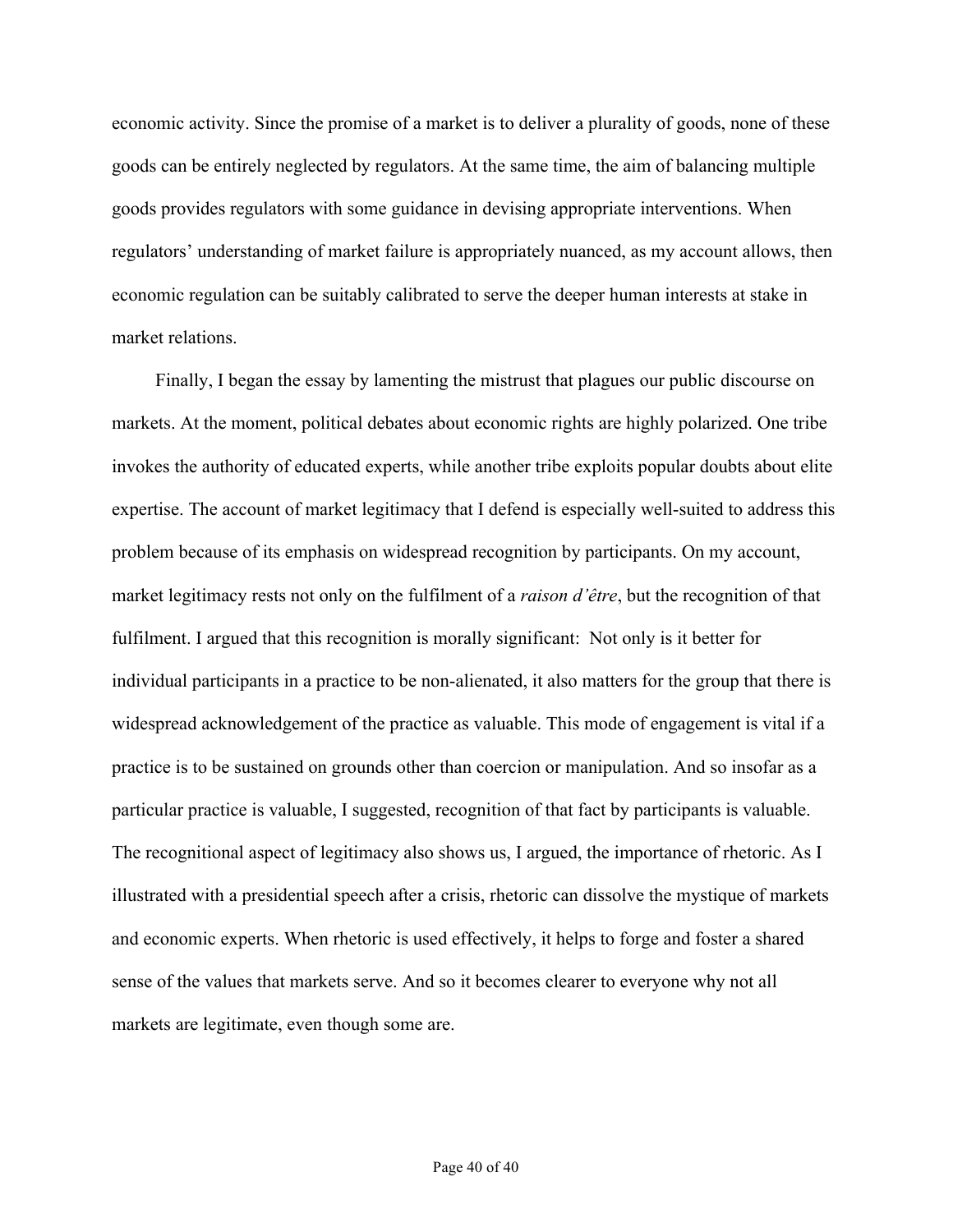economic activity. Since the promise of a market is to deliver a plurality of goods, none of these goods can be entirely neglected by regulators. At the same time, the aim of balancing multiple goods provides regulators with some guidance in devising appropriate interventions. When regulators' understanding of market failure is appropriately nuanced, as my account allows, then economic regulation can be suitably calibrated to serve the deeper human interests at stake in market relations.

Finally, I began the essay by lamenting the mistrust that plagues our public discourse on markets. At the moment, political debates about economic rights are highly polarized. One tribe invokes the authority of educated experts, while another tribe exploits popular doubts about elite expertise. The account of market legitimacy that I defend is especially well-suited to address this problem because of its emphasis on widespread recognition by participants. On my account, market legitimacy rests not only on the fulfilment of a *raison d'être*, but the recognition of that fulfilment. I argued that this recognition is morally significant: Not only is it better for individual participants in a practice to be non-alienated, it also matters for the group that there is widespread acknowledgement of the practice as valuable. This mode of engagement is vital if a practice is to be sustained on grounds other than coercion or manipulation. And so insofar as a particular practice is valuable, I suggested, recognition of that fact by participants is valuable. The recognitional aspect of legitimacy also shows us, I argued, the importance of rhetoric. As I illustrated with a presidential speech after a crisis, rhetoric can dissolve the mystique of markets and economic experts. When rhetoric is used effectively, it helps to forge and foster a shared sense of the values that markets serve. And so it becomes clearer to everyone why not all markets are legitimate, even though some are.